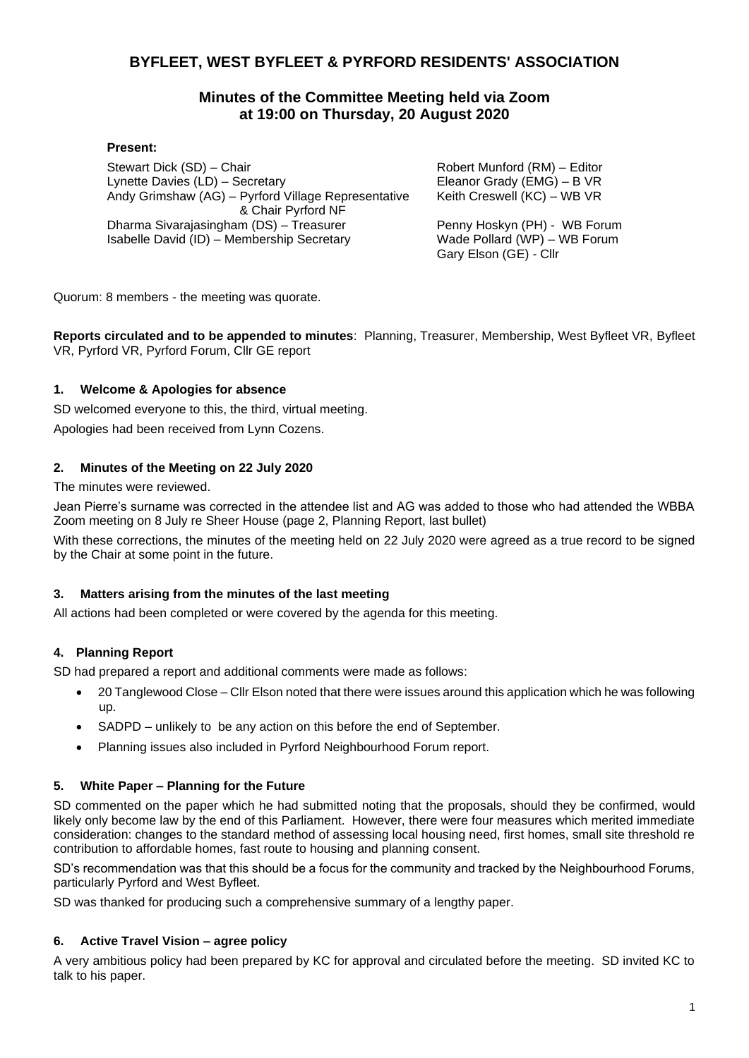# BYFLEET, WEST BYFLEET & PYRFORD RESIDENTS' ASSOCIATION

## Minutes of the Committee Meeting held via Zoom at 19:00 on Thursday, 20 August 2020

**Present:**

Stewart Dick (SD) – Chair
Lynette Davies (LD) – Secretary
Andy Grimshaw (AG) – Pyrford Village Representative & Chair Pyrford NF
Dharma Sivarajasingham (DS) – Treasurer
Isabelle David (ID) – Membership Secretary

Robert Munford (RM) – Editor
Eleanor Grady (EMG) – B VR
Keith Creswell (KC) – WB VR

Penny Hoskyn (PH) - WB Forum
Wade Pollard (WP) – WB Forum
Gary Elson (GE) - Cllr

Quorum: 8 members - the meeting was quorate.

**Reports circulated and to be appended to minutes**: Planning, Treasurer, Membership, West Byfleet VR, Byfleet VR, Pyrford VR, Pyrford Forum, Cllr GE report

### 1. Welcome & Apologies for absence

SD welcomed everyone to this, the third, virtual meeting.

Apologies had been received from Lynn Cozens.

### 2. Minutes of the Meeting on 22 July 2020

The minutes were reviewed.

Jean Pierre's surname was corrected in the attendee list and AG was added to those who had attended the WBBA Zoom meeting on 8 July re Sheer House (page 2, Planning Report, last bullet)

With these corrections, the minutes of the meeting held on 22 July 2020 were agreed as a true record to be signed by the Chair at some point in the future.

### 3. Matters arising from the minutes of the last meeting

All actions had been completed or were covered by the agenda for this meeting.

### 4. Planning Report

SD had prepared a report and additional comments were made as follows:

- 20 Tanglewood Close – Cllr Elson noted that there were issues around this application which he was following up.
- SADPD – unlikely to be any action on this before the end of September.
- Planning issues also included in Pyrford Neighbourhood Forum report.

### 5. White Paper – Planning for the Future

SD commented on the paper which he had submitted noting that the proposals, should they be confirmed, would likely only become law by the end of this Parliament. However, there were four measures which merited immediate consideration: changes to the standard method of assessing local housing need, first homes, small site threshold re contribution to affordable homes, fast route to housing and planning consent.

SD's recommendation was that this should be a focus for the community and tracked by the Neighbourhood Forums, particularly Pyrford and West Byfleet.

SD was thanked for producing such a comprehensive summary of a lengthy paper.

### 6. Active Travel Vision – agree policy

A very ambitious policy had been prepared by KC for approval and circulated before the meeting. SD invited KC to talk to his paper.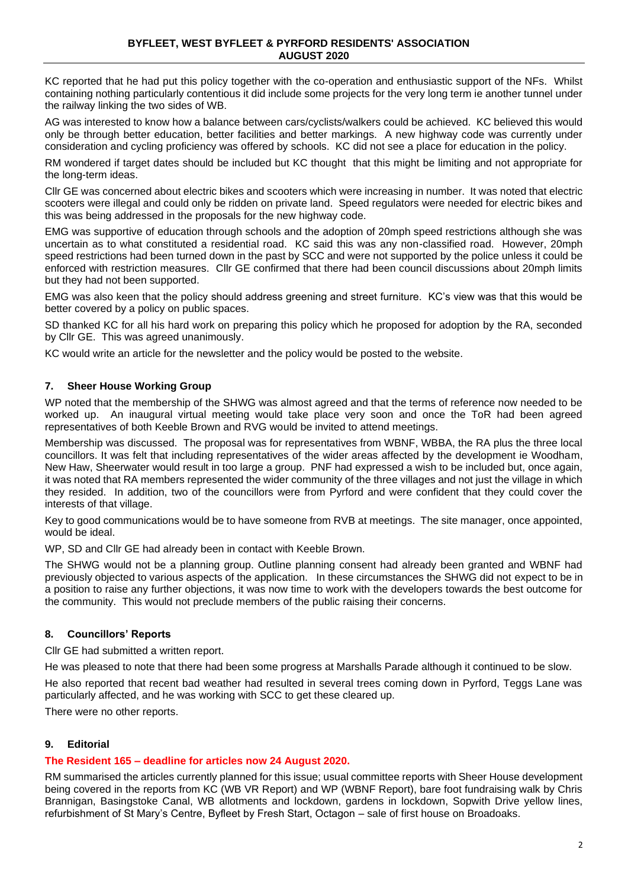KC reported that he had put this policy together with the co-operation and enthusiastic support of the NFs. Whilst containing nothing particularly contentious it did include some projects for the very long term ie another tunnel under the railway linking the two sides of WB.

AG was interested to know how a balance between cars/cyclists/walkers could be achieved. KC believed this would only be through better education, better facilities and better markings. A new highway code was currently under consideration and cycling proficiency was offered by schools. KC did not see a place for education in the policy.

RM wondered if target dates should be included but KC thought that this might be limiting and not appropriate for the long-term ideas.

Cllr GE was concerned about electric bikes and scooters which were increasing in number. It was noted that electric scooters were illegal and could only be ridden on private land. Speed regulators were needed for electric bikes and this was being addressed in the proposals for the new highway code.

EMG was supportive of education through schools and the adoption of 20mph speed restrictions although she was uncertain as to what constituted a residential road. KC said this was any non-classified road. However, 20mph speed restrictions had been turned down in the past by SCC and were not supported by the police unless it could be enforced with restriction measures. Cllr GE confirmed that there had been council discussions about 20mph limits but they had not been supported.

EMG was also keen that the policy should address greening and street furniture. KC's view was that this would be better covered by a policy on public spaces.

SD thanked KC for all his hard work on preparing this policy which he proposed for adoption by the RA, seconded by Cllr GE. This was agreed unanimously.

KC would write an article for the newsletter and the policy would be posted to the website.

## 7. Sheer House Working Group

WP noted that the membership of the SHWG was almost agreed and that the terms of reference now needed to be worked up. An inaugural virtual meeting would take place very soon and once the ToR had been agreed representatives of both Keeble Brown and RVG would be invited to attend meetings.

Membership was discussed. The proposal was for representatives from WBNF, WBBA, the RA plus the three local councillors. It was felt that including representatives of the wider areas affected by the development ie Woodham, New Haw, Sheerwater would result in too large a group. PNF had expressed a wish to be included but, once again, it was noted that RA members represented the wider community of the three villages and not just the village in which they resided. In addition, two of the councillors were from Pyrford and were confident that they could cover the interests of that village.

Key to good communications would be to have someone from RVB at meetings. The site manager, once appointed, would be ideal.

WP, SD and Cllr GE had already been in contact with Keeble Brown.

The SHWG would not be a planning group. Outline planning consent had already been granted and WBNF had previously objected to various aspects of the application. In these circumstances the SHWG did not expect to be in a position to raise any further objections, it was now time to work with the developers towards the best outcome for the community. This would not preclude members of the public raising their concerns.

## 8. Councillors' Reports

Cllr GE had submitted a written report.

He was pleased to note that there had been some progress at Marshalls Parade although it continued to be slow.

He also reported that recent bad weather had resulted in several trees coming down in Pyrford, Teggs Lane was particularly affected, and he was working with SCC to get these cleared up.

There were no other reports.

## 9. Editorial

**The Resident 165 – deadline for articles now 24 August 2020.**

RM summarised the articles currently planned for this issue; usual committee reports with Sheer House development being covered in the reports from KC (WB VR Report) and WP (WBNF Report), bare foot fundraising walk by Chris Brannigan, Basingstoke Canal, WB allotments and lockdown, gardens in lockdown, Sopwith Drive yellow lines, refurbishment of St Mary's Centre, Byfleet by Fresh Start, Octagon – sale of first house on Broadoaks.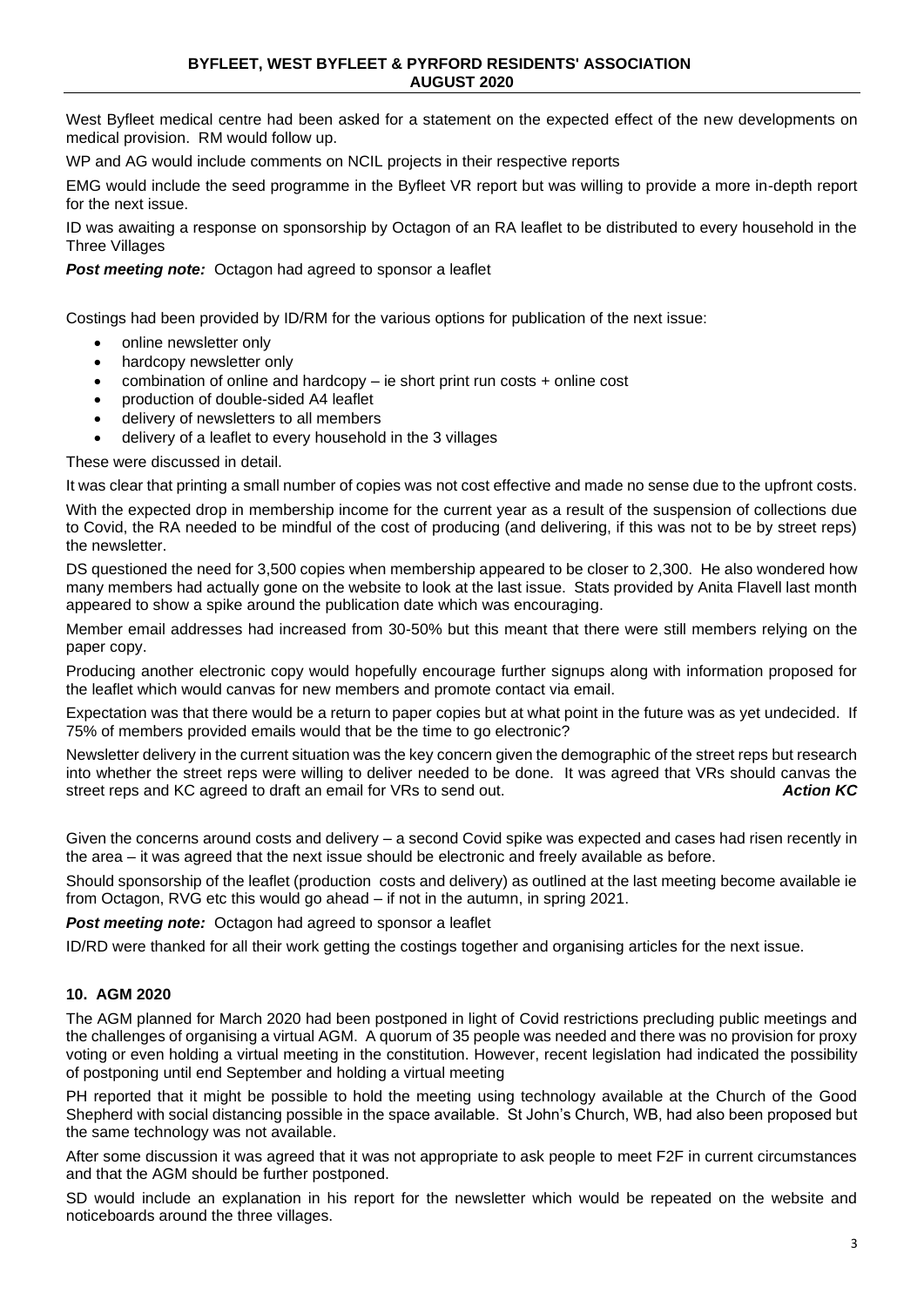West Byfleet medical centre had been asked for a statement on the expected effect of the new developments on medical provision. RM would follow up.

WP and AG would include comments on NCIL projects in their respective reports

EMG would include the seed programme in the Byfleet VR report but was willing to provide a more in-depth report for the next issue.

ID was awaiting a response on sponsorship by Octagon of an RA leaflet to be distributed to every household in the Three Villages

***Post meeting note:*** Octagon had agreed to sponsor a leaflet

Costings had been provided by ID/RM for the various options for publication of the next issue:

- online newsletter only
- hardcopy newsletter only
- combination of online and hardcopy – ie short print run costs + online cost
- production of double-sided A4 leaflet
- delivery of newsletters to all members
- delivery of a leaflet to every household in the 3 villages

These were discussed in detail.

It was clear that printing a small number of copies was not cost effective and made no sense due to the upfront costs.

With the expected drop in membership income for the current year as a result of the suspension of collections due to Covid, the RA needed to be mindful of the cost of producing (and delivering, if this was not to be by street reps) the newsletter.

DS questioned the need for 3,500 copies when membership appeared to be closer to 2,300. He also wondered how many members had actually gone on the website to look at the last issue. Stats provided by Anita Flavell last month appeared to show a spike around the publication date which was encouraging.

Member email addresses had increased from 30-50% but this meant that there were still members relying on the paper copy.

Producing another electronic copy would hopefully encourage further signups along with information proposed for the leaflet which would canvas for new members and promote contact via email.

Expectation was that there would be a return to paper copies but at what point in the future was as yet undecided. If 75% of members provided emails would that be the time to go electronic?

Newsletter delivery in the current situation was the key concern given the demographic of the street reps but research into whether the street reps were willing to deliver needed to be done. It was agreed that VRs should canvas the street reps and KC agreed to draft an email for VRs to send out. ***Action KC***

Given the concerns around costs and delivery – a second Covid spike was expected and cases had risen recently in the area – it was agreed that the next issue should be electronic and freely available as before.

Should sponsorship of the leaflet (production costs and delivery) as outlined at the last meeting become available ie from Octagon, RVG etc this would go ahead – if not in the autumn, in spring 2021.

***Post meeting note:*** Octagon had agreed to sponsor a leaflet

ID/RD were thanked for all their work getting the costings together and organising articles for the next issue.

### 10. AGM 2020

The AGM planned for March 2020 had been postponed in light of Covid restrictions precluding public meetings and the challenges of organising a virtual AGM. A quorum of 35 people was needed and there was no provision for proxy voting or even holding a virtual meeting in the constitution. However, recent legislation had indicated the possibility of postponing until end September and holding a virtual meeting

PH reported that it might be possible to hold the meeting using technology available at the Church of the Good Shepherd with social distancing possible in the space available. St John's Church, WB, had also been proposed but the same technology was not available.

After some discussion it was agreed that it was not appropriate to ask people to meet F2F in current circumstances and that the AGM should be further postponed.

SD would include an explanation in his report for the newsletter which would be repeated on the website and noticeboards around the three villages.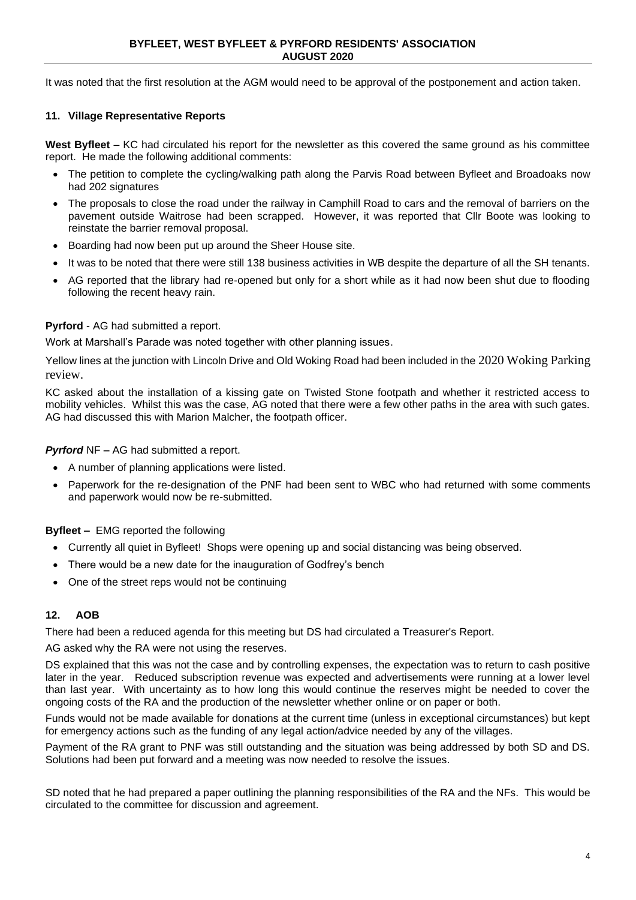It was noted that the first resolution at the AGM would need to be approval of the postponement and action taken.

**11. Village Representative Reports**

**West Byfleet** – KC had circulated his report for the newsletter as this covered the same ground as his committee report. He made the following additional comments:

- The petition to complete the cycling/walking path along the Parvis Road between Byfleet and Broadoaks now had 202 signatures
- The proposals to close the road under the railway in Camphill Road to cars and the removal of barriers on the pavement outside Waitrose had been scrapped. However, it was reported that Cllr Boote was looking to reinstate the barrier removal proposal.
- Boarding had now been put up around the Sheer House site.
- It was to be noted that there were still 138 business activities in WB despite the departure of all the SH tenants.
- AG reported that the library had re-opened but only for a short while as it had now been shut due to flooding following the recent heavy rain.

**Pyrford** - AG had submitted a report.

Work at Marshall's Parade was noted together with other planning issues.

Yellow lines at the junction with Lincoln Drive and Old Woking Road had been included in the 2020 Woking Parking review.

KC asked about the installation of a kissing gate on Twisted Stone footpath and whether it restricted access to mobility vehicles. Whilst this was the case, AG noted that there were a few other paths in the area with such gates. AG had discussed this with Marion Malcher, the footpath officer.

***Pyrford*** NF **–** AG had submitted a report.

- A number of planning applications were listed.
- Paperwork for the re-designation of the PNF had been sent to WBC who had returned with some comments and paperwork would now be re-submitted.

**Byfleet –** EMG reported the following

- Currently all quiet in Byfleet! Shops were opening up and social distancing was being observed.
- There would be a new date for the inauguration of Godfrey's bench
- One of the street reps would not be continuing

**12. AOB**

There had been a reduced agenda for this meeting but DS had circulated a Treasurer's Report.

AG asked why the RA were not using the reserves.

DS explained that this was not the case and by controlling expenses, the expectation was to return to cash positive later in the year. Reduced subscription revenue was expected and advertisements were running at a lower level than last year. With uncertainty as to how long this would continue the reserves might be needed to cover the ongoing costs of the RA and the production of the newsletter whether online or on paper or both.

Funds would not be made available for donations at the current time (unless in exceptional circumstances) but kept for emergency actions such as the funding of any legal action/advice needed by any of the villages.

Payment of the RA grant to PNF was still outstanding and the situation was being addressed by both SD and DS. Solutions had been put forward and a meeting was now needed to resolve the issues.

SD noted that he had prepared a paper outlining the planning responsibilities of the RA and the NFs. This would be circulated to the committee for discussion and agreement.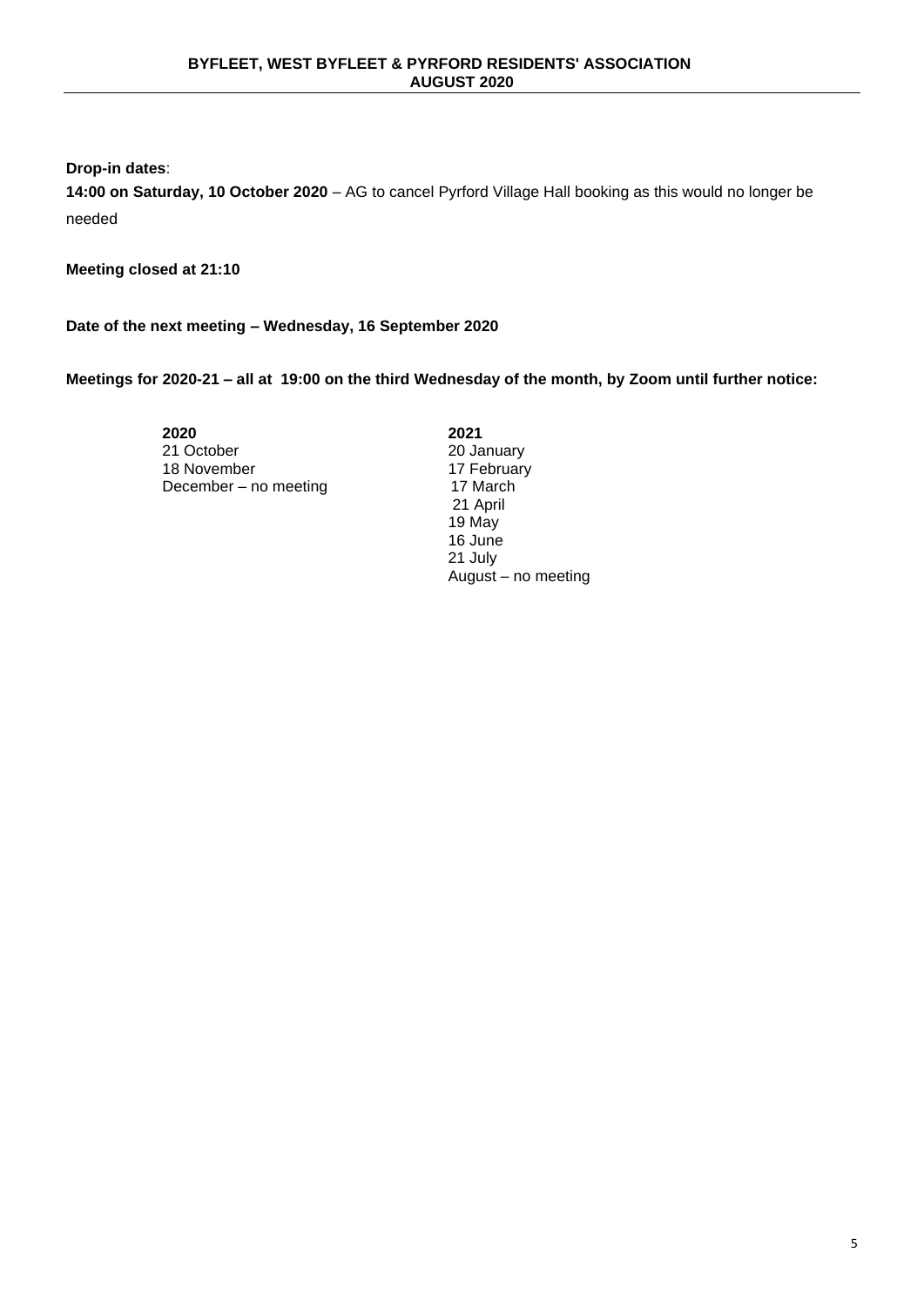**Drop-in dates**:

**14:00 on Saturday, 10 October 2020** – AG to cancel Pyrford Village Hall booking as this would no longer be needed

**Meeting closed at 21:10**

**Date of the next meeting – Wednesday, 16 September 2020**

**Meetings for 2020-21 – all at 19:00 on the third Wednesday of the month, by Zoom until further notice:**

| **2020** | **2021** |
|---|---|
| 21 October | 20 January |
| 18 November | 17 February |
| December – no meeting | 17 March |
| | 21 April |
| | 19 May |
| | 16 June |
| | 21 July |
| | August – no meeting |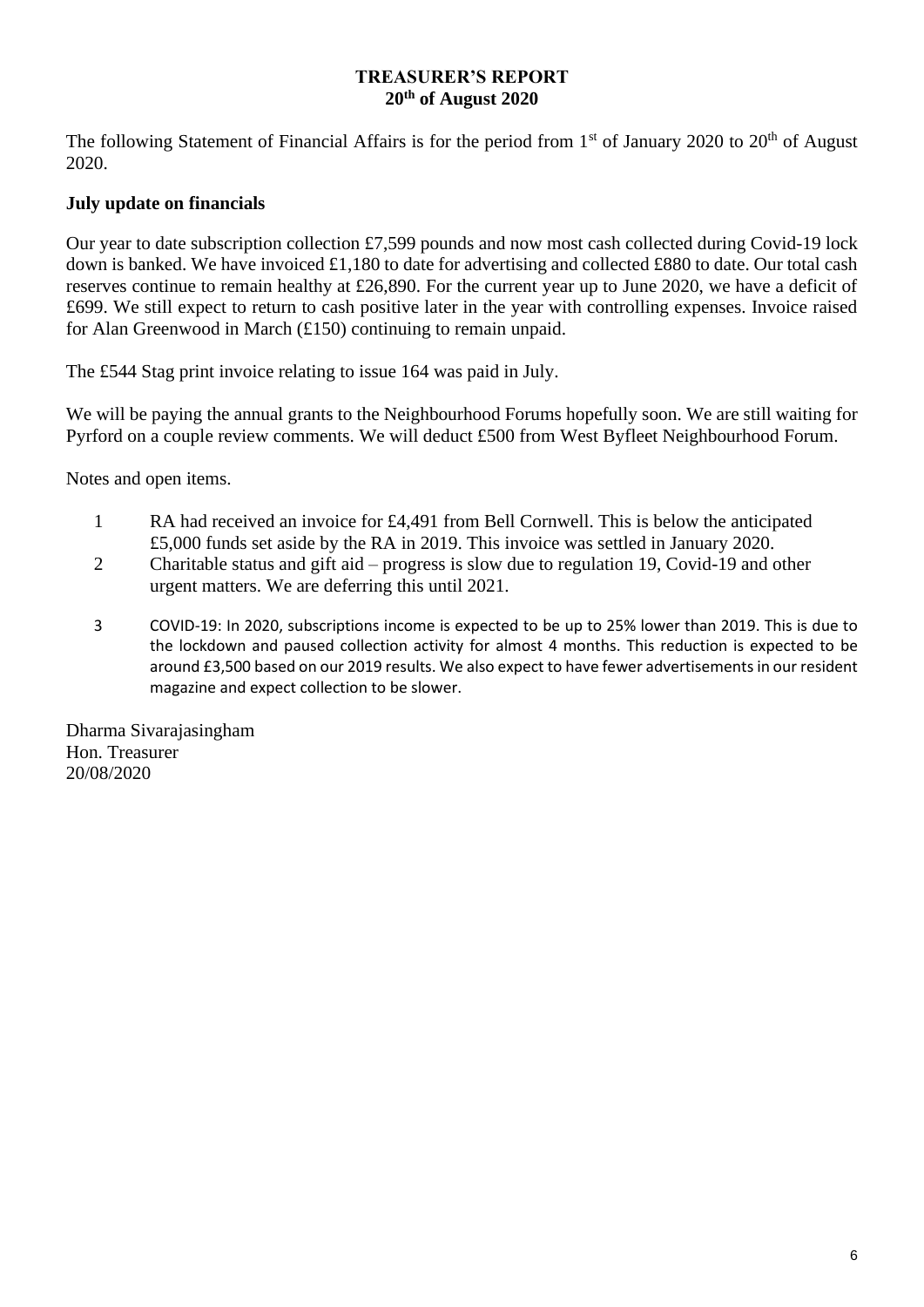# TREASURER'S REPORT
## 20th of August 2020

The following Statement of Financial Affairs is for the period from 1st of January 2020 to 20th of August 2020.

**July update on financials**

Our year to date subscription collection £7,599 pounds and now most cash collected during Covid-19 lock down is banked. We have invoiced £1,180 to date for advertising and collected £880 to date. Our total cash reserves continue to remain healthy at £26,890. For the current year up to June 2020, we have a deficit of £699. We still expect to return to cash positive later in the year with controlling expenses. Invoice raised for Alan Greenwood in March (£150) continuing to remain unpaid.

The £544 Stag print invoice relating to issue 164 was paid in July.

We will be paying the annual grants to the Neighbourhood Forums hopefully soon. We are still waiting for Pyrford on a couple review comments. We will deduct £500 from West Byfleet Neighbourhood Forum.

Notes and open items.

1. RA had received an invoice for £4,491 from Bell Cornwell. This is below the anticipated £5,000 funds set aside by the RA in 2019. This invoice was settled in January 2020.
2. Charitable status and gift aid – progress is slow due to regulation 19, Covid-19 and other urgent matters. We are deferring this until 2021.
3. COVID-19: In 2020, subscriptions income is expected to be up to 25% lower than 2019. This is due to the lockdown and paused collection activity for almost 4 months. This reduction is expected to be around £3,500 based on our 2019 results. We also expect to have fewer advertisements in our resident magazine and expect collection to be slower.

Dharma Sivarajasingham
Hon. Treasurer
20/08/2020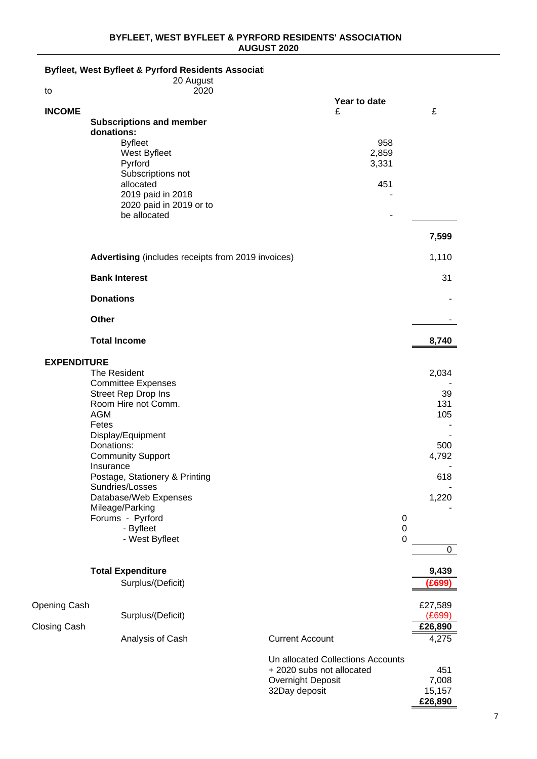**BYFLEET, WEST BYFLEET & PYRFORD RESIDENTS' ASSOCIATION**
**AUGUST 2020**

**Byfleet, West Byfleet & Pyrford Residents Associat**

to 20 August 2020

| | | Year to date £ | £ |
|---|---|---|---|
| **INCOME** | | | |
| **Subscriptions and member donations:** | | | |
| | Byfleet | 958 | |
| | West Byfleet | 2,859 | |
| | Pyrford | 3,331 | |
| | Subscriptions not allocated | 451 | |
| | 2019 paid in 2018 | - | |
| | 2020 paid in 2019 or to be allocated | - | |
| | | | **7,599** |
| **Advertising** (includes receipts from 2019 invoices) | | | 1,110 |
| **Bank Interest** | | | 31 |
| **Donations** | | | - |
| **Other** | | | - |
| **Total Income** | | | **8,740** |
| **EXPENDITURE** | | | |
| The Resident | | | 2,034 |
| Committee Expenses | | | - |
| Street Rep Drop Ins | | | 39 |
| Room Hire not Comm. | | | 131 |
| AGM | | | 105 |
| Fetes | | | - |
| Display/Equipment | | | - |
| Donations: | | | 500 |
| Community Support | | | 4,792 |
| Insurance | | | - |
| Postage, Stationery & Printing | | | 618 |
| Sundries/Losses | | | - |
| Database/Web Expenses | | | 1,220 |
| Mileage/Parking | | | - |
| Forums - Pyrford | | 0 | |
| - Byfleet | | 0 | |
| - West Byfleet | | 0 | |
| | | | 0 |
| **Total Expenditure** | | | **9,439** |
| | Surplus/(Deficit) | | **(£699)** |
| Opening Cash | | | £27,589 |
| | Surplus/(Deficit) | | (£699) |
| Closing Cash | | | **£26,890** |
| | Analysis of Cash | Current Account | 4,275 |
| | | Un allocated Collections Accounts + 2020 subs not allocated | 451 |
| | | Overnight Deposit | 7,008 |
| | | 32Day deposit | 15,157 |
| | | | **£26,890** |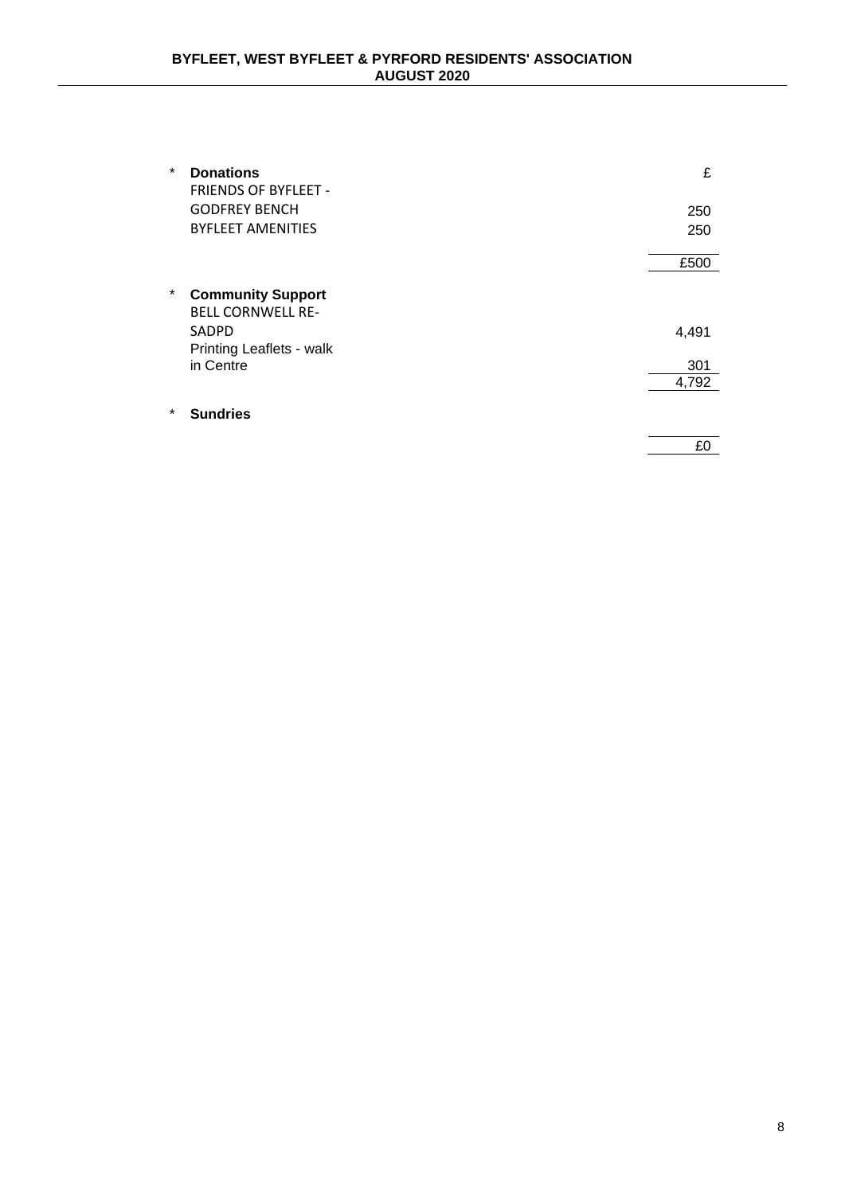| * | | £ |
|---|---|---|
| * | **Donations** | |
| | FRIENDS OF BYFLEET - GODFREY BENCH | 250 |
| | BYFLEET AMENITIES | 250 |
| | | £500 |
| * | **Community Support** | |
| | BELL CORNWELL RE-SADPD | 4,491 |
| | Printing Leaflets - walk in Centre | 301 |
| | | 4,792 |
| * | **Sundries** | |
| | | £0 |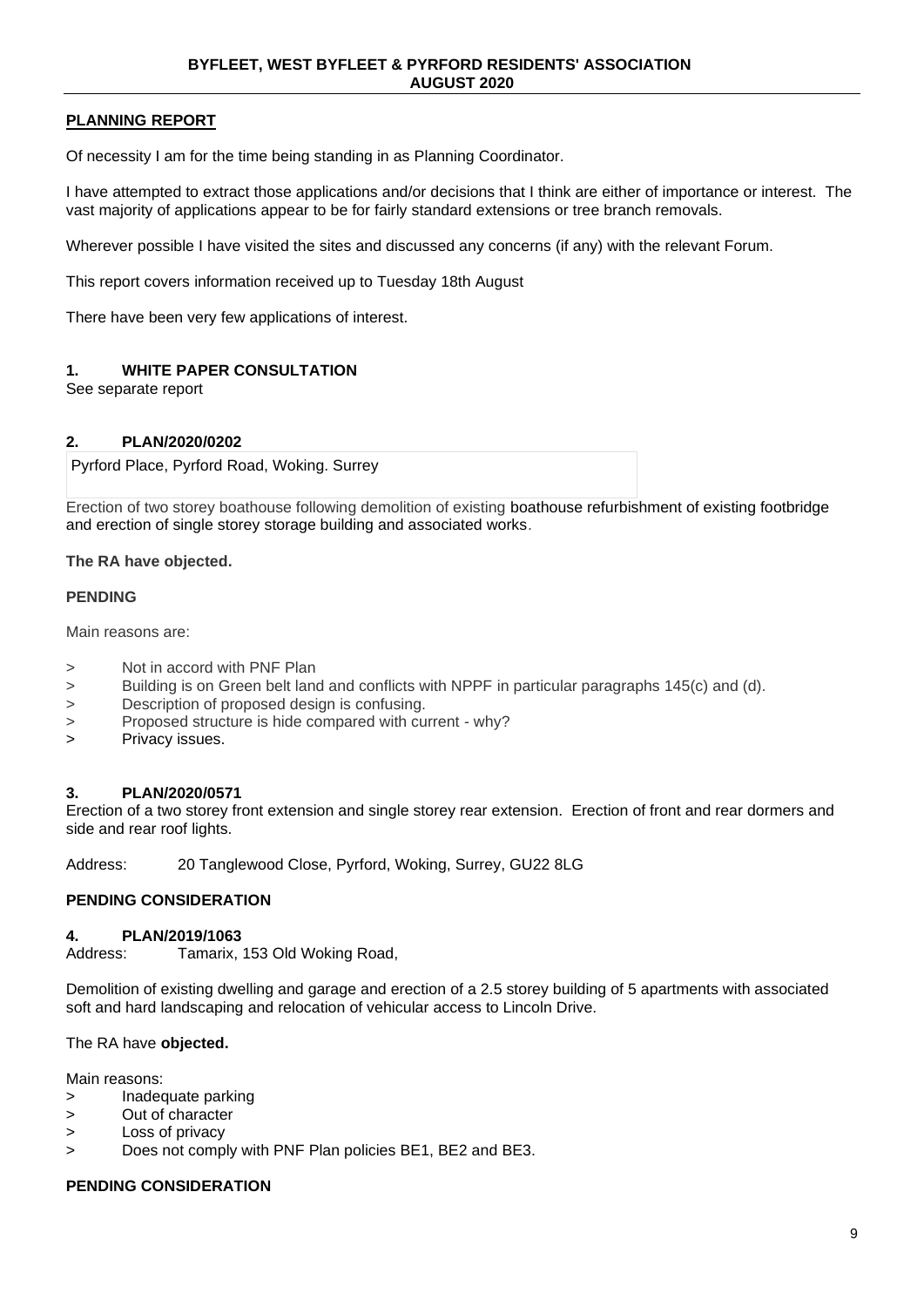## PLANNING REPORT

Of necessity I am for the time being standing in as Planning Coordinator.

I have attempted to extract those applications and/or decisions that I think are either of importance or interest. The vast majority of applications appear to be for fairly standard extensions or tree branch removals.

Wherever possible I have visited the sites and discussed any concerns (if any) with the relevant Forum.

This report covers information received up to Tuesday 18th August

There have been very few applications of interest.

### 1. WHITE PAPER CONSULTATION

See separate report

### 2. PLAN/2020/0202

Pyrford Place, Pyrford Road, Woking. Surrey

Erection of two storey boathouse following demolition of existing boathouse refurbishment of existing footbridge and erection of single storey storage building and associated works.

**The RA have objected.**

**PENDING**

Main reasons are:

> Not in accord with PNF Plan
> Building is on Green belt land and conflicts with NPPF in particular paragraphs 145(c) and (d).
> Description of proposed design is confusing.
> Proposed structure is hide compared with current - why?
> Privacy issues.

### 3. PLAN/2020/0571

Erection of a two storey front extension and single storey rear extension. Erection of front and rear dormers and side and rear roof lights.

Address: 20 Tanglewood Close, Pyrford, Woking, Surrey, GU22 8LG

**PENDING CONSIDERATION**

### 4. PLAN/2019/1063

Address: Tamarix, 153 Old Woking Road,

Demolition of existing dwelling and garage and erection of a 2.5 storey building of 5 apartments with associated soft and hard landscaping and relocation of vehicular access to Lincoln Drive.

The RA have **objected.**

Main reasons:

> Inadequate parking
> Out of character
> Loss of privacy
> Does not comply with PNF Plan policies BE1, BE2 and BE3.

**PENDING CONSIDERATION**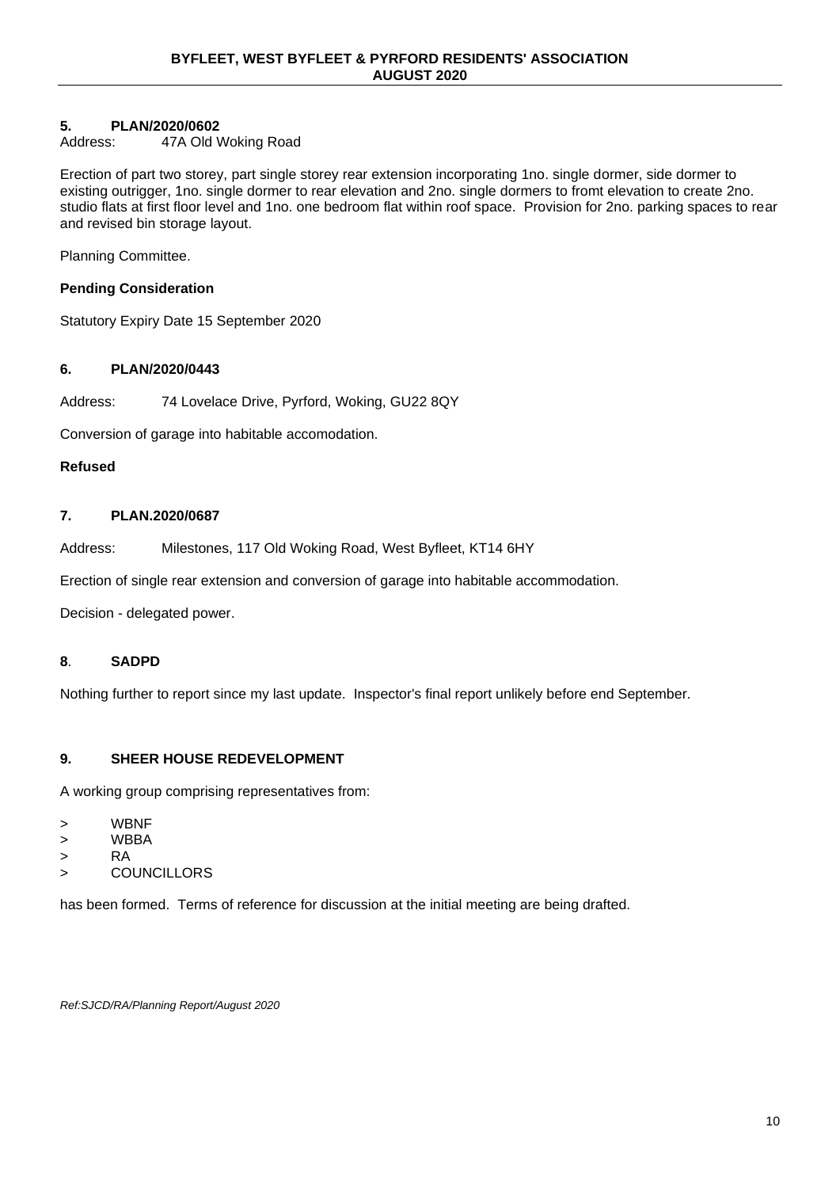### 5. PLAN/2020/0602

Address: 47A Old Woking Road

Erection of part two storey, part single storey rear extension incorporating 1no. single dormer, side dormer to existing outrigger, 1no. single dormer to rear elevation and 2no. single dormers to fromt elevation to create 2no. studio flats at first floor level and 1no. one bedroom flat within roof space. Provision for 2no. parking spaces to rear and revised bin storage layout.

Planning Committee.

**Pending Consideration**

Statutory Expiry Date 15 September 2020

### 6. PLAN/2020/0443

Address: 74 Lovelace Drive, Pyrford, Woking, GU22 8QY

Conversion of garage into habitable accomodation.

**Refused**

### 7. PLAN.2020/0687

Address: Milestones, 117 Old Woking Road, West Byfleet, KT14 6HY

Erection of single rear extension and conversion of garage into habitable accommodation.

Decision - delegated power.

### 8. SADPD

Nothing further to report since my last update. Inspector's final report unlikely before end September.

### 9. SHEER HOUSE REDEVELOPMENT

A working group comprising representatives from:

> WBNF
> WBBA
> RA
> COUNCILLORS

has been formed. Terms of reference for discussion at the initial meeting are being drafted.

*Ref:SJCD/RA/Planning Report/August 2020*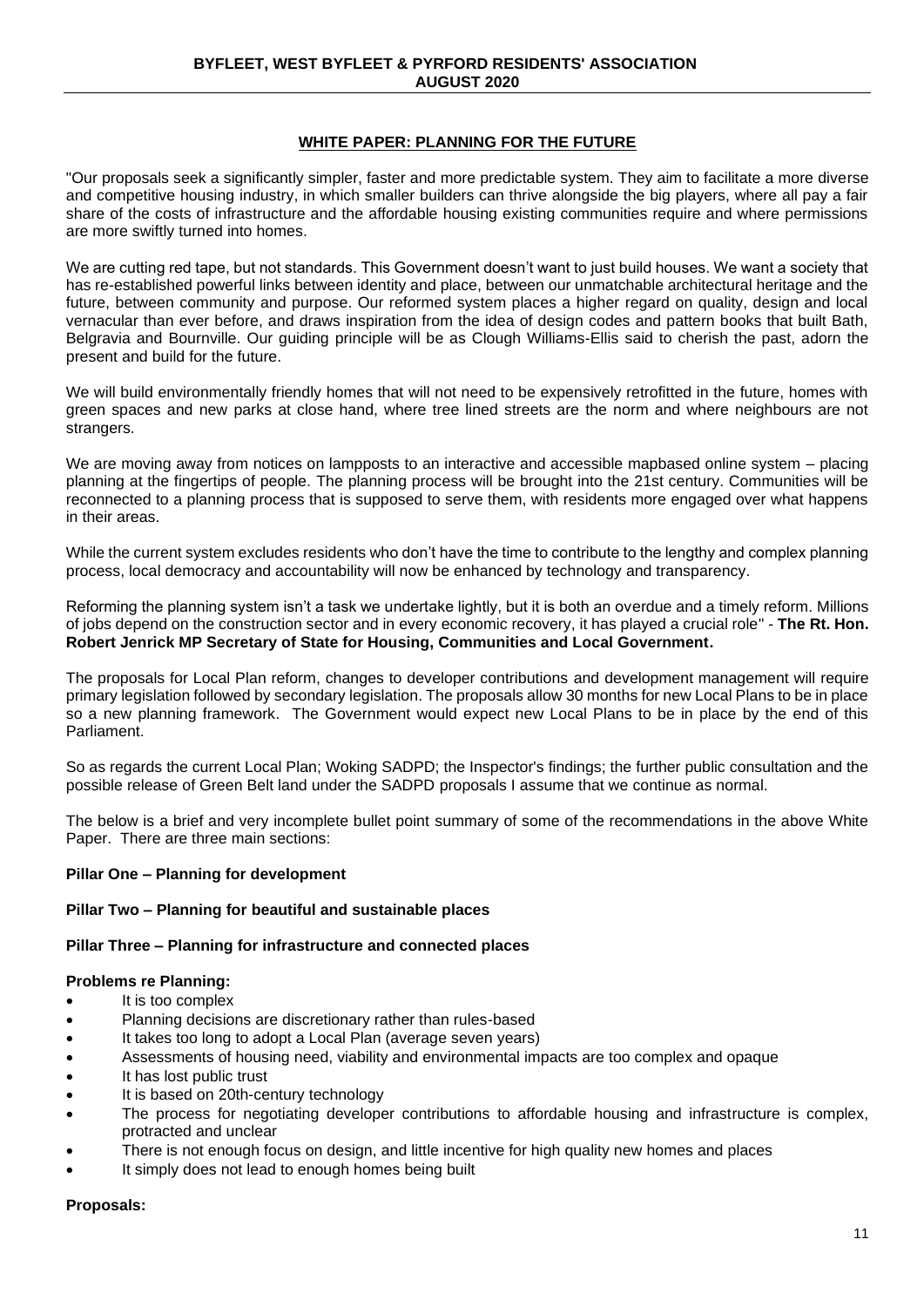## WHITE PAPER: PLANNING FOR THE FUTURE

"Our proposals seek a significantly simpler, faster and more predictable system. They aim to facilitate a more diverse and competitive housing industry, in which smaller builders can thrive alongside the big players, where all pay a fair share of the costs of infrastructure and the affordable housing existing communities require and where permissions are more swiftly turned into homes.

We are cutting red tape, but not standards. This Government doesn't want to just build houses. We want a society that has re-established powerful links between identity and place, between our unmatchable architectural heritage and the future, between community and purpose. Our reformed system places a higher regard on quality, design and local vernacular than ever before, and draws inspiration from the idea of design codes and pattern books that built Bath, Belgravia and Bournville. Our guiding principle will be as Clough Williams-Ellis said to cherish the past, adorn the present and build for the future.

We will build environmentally friendly homes that will not need to be expensively retrofitted in the future, homes with green spaces and new parks at close hand, where tree lined streets are the norm and where neighbours are not strangers.

We are moving away from notices on lampposts to an interactive and accessible mapbased online system – placing planning at the fingertips of people. The planning process will be brought into the 21st century. Communities will be reconnected to a planning process that is supposed to serve them, with residents more engaged over what happens in their areas.

While the current system excludes residents who don't have the time to contribute to the lengthy and complex planning process, local democracy and accountability will now be enhanced by technology and transparency.

Reforming the planning system isn't a task we undertake lightly, but it is both an overdue and a timely reform. Millions of jobs depend on the construction sector and in every economic recovery, it has played a crucial role" - **The Rt. Hon. Robert Jenrick MP Secretary of State for Housing, Communities and Local Government.**

The proposals for Local Plan reform, changes to developer contributions and development management will require primary legislation followed by secondary legislation. The proposals allow 30 months for new Local Plans to be in place so a new planning framework. The Government would expect new Local Plans to be in place by the end of this Parliament.

So as regards the current Local Plan; Woking SADPD; the Inspector's findings; the further public consultation and the possible release of Green Belt land under the SADPD proposals I assume that we continue as normal.

The below is a brief and very incomplete bullet point summary of some of the recommendations in the above White Paper. There are three main sections:

**Pillar One – Planning for development**

**Pillar Two – Planning for beautiful and sustainable places**

**Pillar Three – Planning for infrastructure and connected places**

**Problems re Planning:**

- It is too complex
- Planning decisions are discretionary rather than rules-based
- It takes too long to adopt a Local Plan (average seven years)
- Assessments of housing need, viability and environmental impacts are too complex and opaque
- It has lost public trust
- It is based on 20th-century technology
- The process for negotiating developer contributions to affordable housing and infrastructure is complex, protracted and unclear
- There is not enough focus on design, and little incentive for high quality new homes and places
- It simply does not lead to enough homes being built

**Proposals:**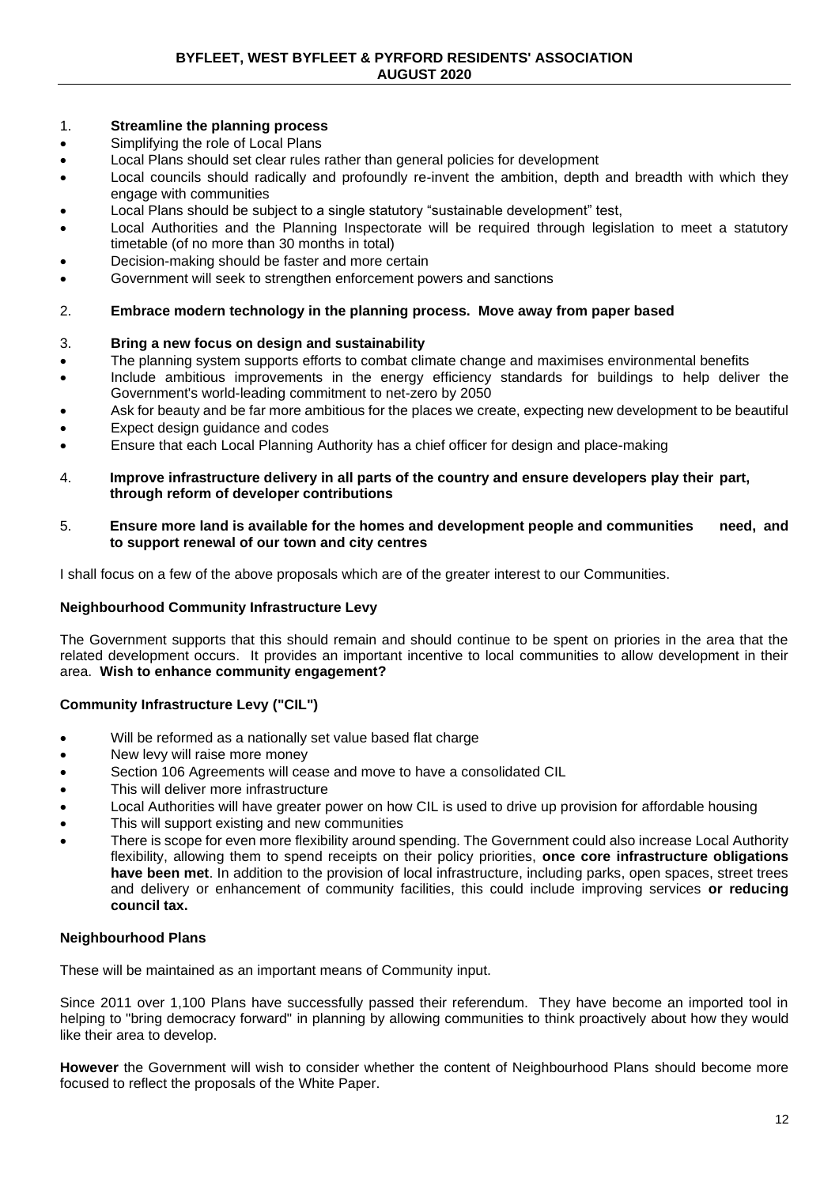1. **Streamline the planning process**

- Simplifying the role of Local Plans
- Local Plans should set clear rules rather than general policies for development
- Local councils should radically and profoundly re-invent the ambition, depth and breadth with which they engage with communities
- Local Plans should be subject to a single statutory "sustainable development" test,
- Local Authorities and the Planning Inspectorate will be required through legislation to meet a statutory timetable (of no more than 30 months in total)
- Decision-making should be faster and more certain
- Government will seek to strengthen enforcement powers and sanctions

2. **Embrace modern technology in the planning process. Move away from paper based**

3. **Bring a new focus on design and sustainability**

- The planning system supports efforts to combat climate change and maximises environmental benefits
- Include ambitious improvements in the energy efficiency standards for buildings to help deliver the Government's world-leading commitment to net-zero by 2050
- Ask for beauty and be far more ambitious for the places we create, expecting new development to be beautiful
- Expect design guidance and codes
- Ensure that each Local Planning Authority has a chief officer for design and place-making

4. **Improve infrastructure delivery in all parts of the country and ensure developers play their part, through reform of developer contributions**

5. **Ensure more land is available for the homes and development people and communities need, and to support renewal of our town and city centres**

I shall focus on a few of the above proposals which are of the greater interest to our Communities.

**Neighbourhood Community Infrastructure Levy**

The Government supports that this should remain and should continue to be spent on priories in the area that the related development occurs. It provides an important incentive to local communities to allow development in their area. **Wish to enhance community engagement?**

**Community Infrastructure Levy ("CIL")**

- Will be reformed as a nationally set value based flat charge
- New levy will raise more money
- Section 106 Agreements will cease and move to have a consolidated CIL
- This will deliver more infrastructure
- Local Authorities will have greater power on how CIL is used to drive up provision for affordable housing
- This will support existing and new communities
- There is scope for even more flexibility around spending. The Government could also increase Local Authority flexibility, allowing them to spend receipts on their policy priorities, **once core infrastructure obligations have been met**. In addition to the provision of local infrastructure, including parks, open spaces, street trees and delivery or enhancement of community facilities, this could include improving services **or reducing council tax.**

**Neighbourhood Plans**

These will be maintained as an important means of Community input.

Since 2011 over 1,100 Plans have successfully passed their referendum. They have become an imported tool in helping to "bring democracy forward" in planning by allowing communities to think proactively about how they would like their area to develop.

**However** the Government will wish to consider whether the content of Neighbourhood Plans should become more focused to reflect the proposals of the White Paper.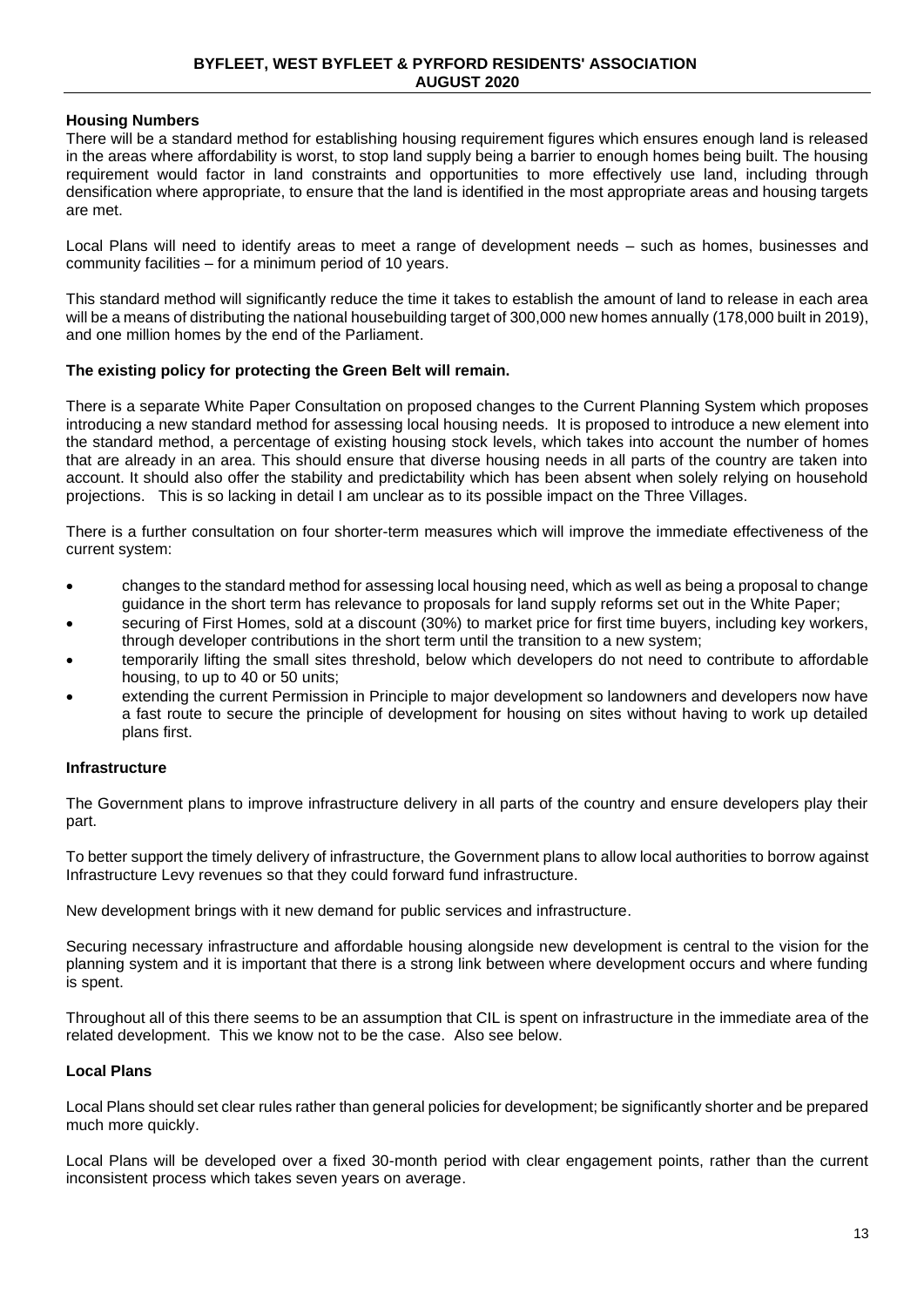## Housing Numbers

There will be a standard method for establishing housing requirement figures which ensures enough land is released in the areas where affordability is worst, to stop land supply being a barrier to enough homes being built. The housing requirement would factor in land constraints and opportunities to more effectively use land, including through densification where appropriate, to ensure that the land is identified in the most appropriate areas and housing targets are met.

Local Plans will need to identify areas to meet a range of development needs – such as homes, businesses and community facilities – for a minimum period of 10 years.

This standard method will significantly reduce the time it takes to establish the amount of land to release in each area will be a means of distributing the national housebuilding target of 300,000 new homes annually (178,000 built in 2019), and one million homes by the end of the Parliament.

**The existing policy for protecting the Green Belt will remain.**

There is a separate White Paper Consultation on proposed changes to the Current Planning System which proposes introducing a new standard method for assessing local housing needs. It is proposed to introduce a new element into the standard method, a percentage of existing housing stock levels, which takes into account the number of homes that are already in an area. This should ensure that diverse housing needs in all parts of the country are taken into account. It should also offer the stability and predictability which has been absent when solely relying on household projections. This is so lacking in detail I am unclear as to its possible impact on the Three Villages.

There is a further consultation on four shorter-term measures which will improve the immediate effectiveness of the current system:

- changes to the standard method for assessing local housing need, which as well as being a proposal to change guidance in the short term has relevance to proposals for land supply reforms set out in the White Paper;
- securing of First Homes, sold at a discount (30%) to market price for first time buyers, including key workers, through developer contributions in the short term until the transition to a new system;
- temporarily lifting the small sites threshold, below which developers do not need to contribute to affordable housing, to up to 40 or 50 units;
- extending the current Permission in Principle to major development so landowners and developers now have a fast route to secure the principle of development for housing on sites without having to work up detailed plans first.

## Infrastructure

The Government plans to improve infrastructure delivery in all parts of the country and ensure developers play their part.

To better support the timely delivery of infrastructure, the Government plans to allow local authorities to borrow against Infrastructure Levy revenues so that they could forward fund infrastructure.

New development brings with it new demand for public services and infrastructure.

Securing necessary infrastructure and affordable housing alongside new development is central to the vision for the planning system and it is important that there is a strong link between where development occurs and where funding is spent.

Throughout all of this there seems to be an assumption that CIL is spent on infrastructure in the immediate area of the related development. This we know not to be the case. Also see below.

## Local Plans

Local Plans should set clear rules rather than general policies for development; be significantly shorter and be prepared much more quickly.

Local Plans will be developed over a fixed 30-month period with clear engagement points, rather than the current inconsistent process which takes seven years on average.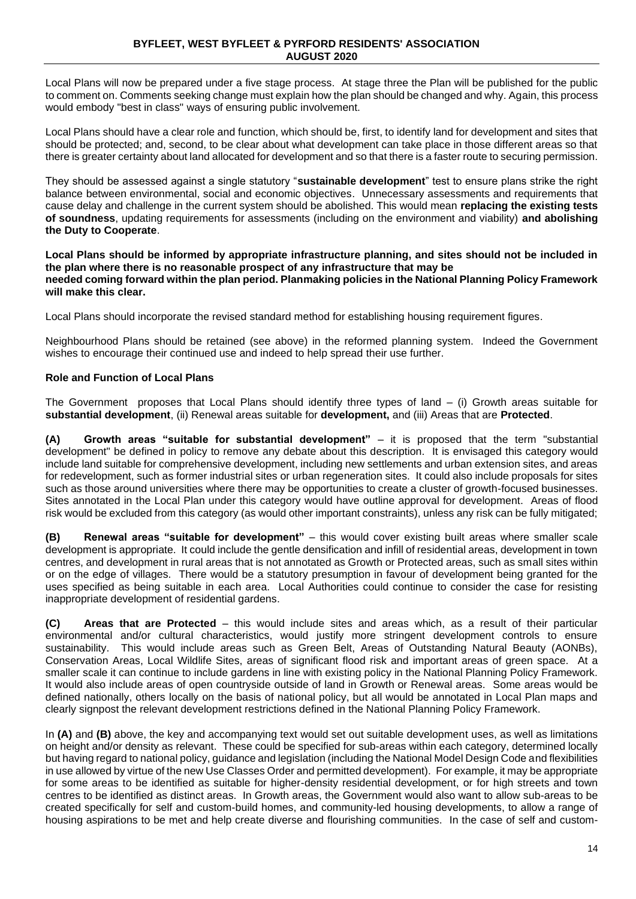Local Plans will now be prepared under a five stage process. At stage three the Plan will be published for the public to comment on. Comments seeking change must explain how the plan should be changed and why. Again, this process would embody "best in class" ways of ensuring public involvement.

Local Plans should have a clear role and function, which should be, first, to identify land for development and sites that should be protected; and, second, to be clear about what development can take place in those different areas so that there is greater certainty about land allocated for development and so that there is a faster route to securing permission.

They should be assessed against a single statutory "**sustainable development**" test to ensure plans strike the right balance between environmental, social and economic objectives. Unnecessary assessments and requirements that cause delay and challenge in the current system should be abolished. This would mean **replacing the existing tests of soundness**, updating requirements for assessments (including on the environment and viability) **and abolishing the Duty to Cooperate**.

**Local Plans should be informed by appropriate infrastructure planning, and sites should not be included in the plan where there is no reasonable prospect of any infrastructure that may be needed coming forward within the plan period. Planmaking policies in the National Planning Policy Framework will make this clear.**

Local Plans should incorporate the revised standard method for establishing housing requirement figures.

Neighbourhood Plans should be retained (see above) in the reformed planning system. Indeed the Government wishes to encourage their continued use and indeed to help spread their use further.

**Role and Function of Local Plans**

The Government proposes that Local Plans should identify three types of land – (i) Growth areas suitable for **substantial development**, (ii) Renewal areas suitable for **development,** and (iii) Areas that are **Protected**.

**(A) Growth areas "suitable for substantial development"** – it is proposed that the term "substantial development" be defined in policy to remove any debate about this description. It is envisaged this category would include land suitable for comprehensive development, including new settlements and urban extension sites, and areas for redevelopment, such as former industrial sites or urban regeneration sites. It could also include proposals for sites such as those around universities where there may be opportunities to create a cluster of growth-focused businesses. Sites annotated in the Local Plan under this category would have outline approval for development. Areas of flood risk would be excluded from this category (as would other important constraints), unless any risk can be fully mitigated;

**(B) Renewal areas "suitable for development"** – this would cover existing built areas where smaller scale development is appropriate. It could include the gentle densification and infill of residential areas, development in town centres, and development in rural areas that is not annotated as Growth or Protected areas, such as small sites within or on the edge of villages. There would be a statutory presumption in favour of development being granted for the uses specified as being suitable in each area. Local Authorities could continue to consider the case for resisting inappropriate development of residential gardens.

**(C) Areas that are Protected** – this would include sites and areas which, as a result of their particular environmental and/or cultural characteristics, would justify more stringent development controls to ensure sustainability. This would include areas such as Green Belt, Areas of Outstanding Natural Beauty (AONBs), Conservation Areas, Local Wildlife Sites, areas of significant flood risk and important areas of green space. At a smaller scale it can continue to include gardens in line with existing policy in the National Planning Policy Framework. It would also include areas of open countryside outside of land in Growth or Renewal areas. Some areas would be defined nationally, others locally on the basis of national policy, but all would be annotated in Local Plan maps and clearly signpost the relevant development restrictions defined in the National Planning Policy Framework.

In **(A)** and **(B)** above, the key and accompanying text would set out suitable development uses, as well as limitations on height and/or density as relevant. These could be specified for sub-areas within each category, determined locally but having regard to national policy, guidance and legislation (including the National Model Design Code and flexibilities in use allowed by virtue of the new Use Classes Order and permitted development). For example, it may be appropriate for some areas to be identified as suitable for higher-density residential development, or for high streets and town centres to be identified as distinct areas. In Growth areas, the Government would also want to allow sub-areas to be created specifically for self and custom-build homes, and community-led housing developments, to allow a range of housing aspirations to be met and help create diverse and flourishing communities. In the case of self and custom-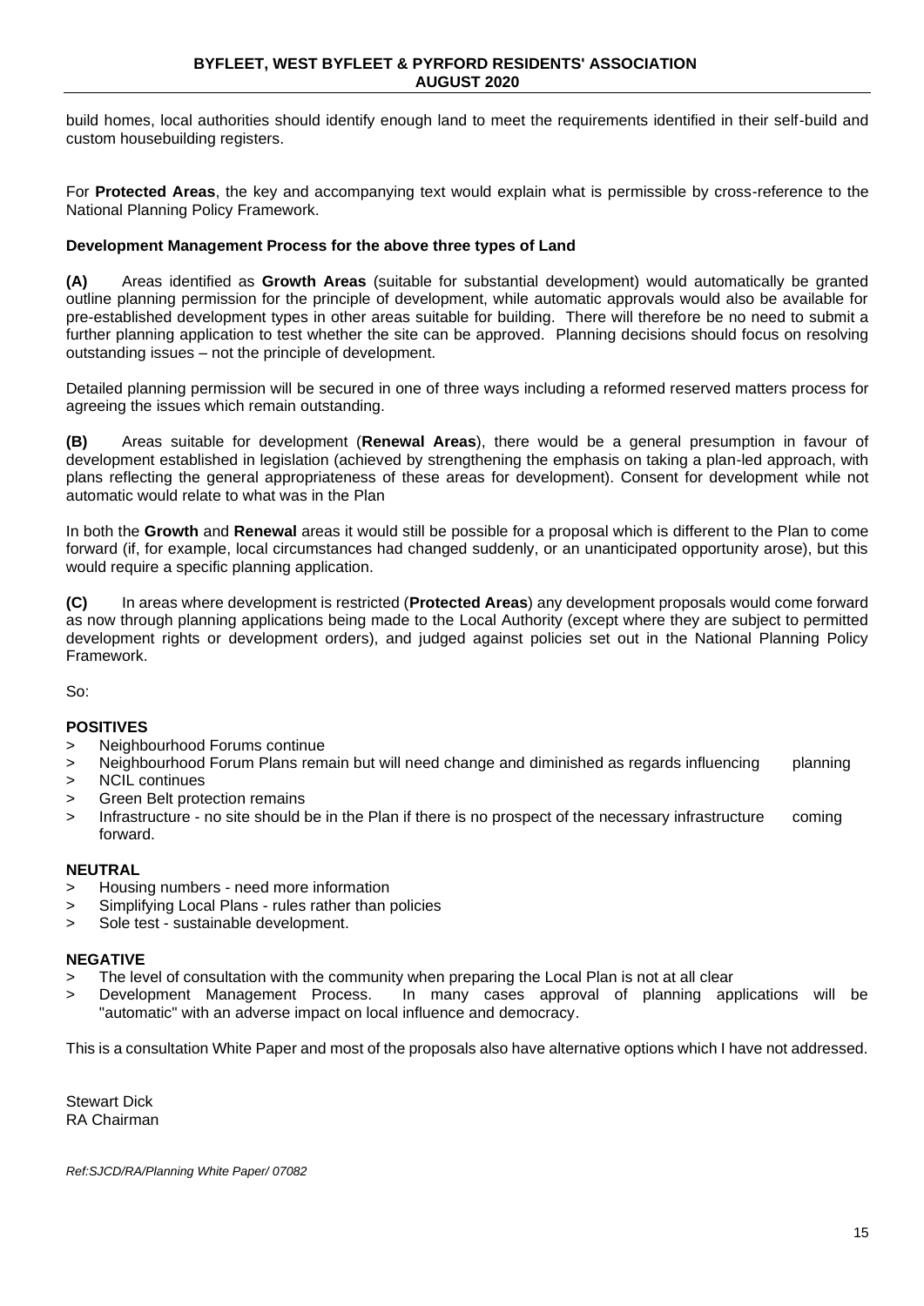build homes, local authorities should identify enough land to meet the requirements identified in their self-build and custom housebuilding registers.

For **Protected Areas**, the key and accompanying text would explain what is permissible by cross-reference to the National Planning Policy Framework.

**Development Management Process for the above three types of Land**

**(A)** Areas identified as **Growth Areas** (suitable for substantial development) would automatically be granted outline planning permission for the principle of development, while automatic approvals would also be available for pre-established development types in other areas suitable for building. There will therefore be no need to submit a further planning application to test whether the site can be approved. Planning decisions should focus on resolving outstanding issues – not the principle of development.

Detailed planning permission will be secured in one of three ways including a reformed reserved matters process for agreeing the issues which remain outstanding.

**(B)** Areas suitable for development (**Renewal Areas**), there would be a general presumption in favour of development established in legislation (achieved by strengthening the emphasis on taking a plan-led approach, with plans reflecting the general appropriateness of these areas for development). Consent for development while not automatic would relate to what was in the Plan

In both the **Growth** and **Renewal** areas it would still be possible for a proposal which is different to the Plan to come forward (if, for example, local circumstances had changed suddenly, or an unanticipated opportunity arose), but this would require a specific planning application.

**(C)** In areas where development is restricted (**Protected Areas**) any development proposals would come forward as now through planning applications being made to the Local Authority (except where they are subject to permitted development rights or development orders), and judged against policies set out in the National Planning Policy Framework.

So:

**POSITIVES**

> Neighbourhood Forums continue
> Neighbourhood Forum Plans remain but will need change and diminished as regards influencing planning
> NCIL continues
> Green Belt protection remains
> Infrastructure - no site should be in the Plan if there is no prospect of the necessary infrastructure coming forward.

**NEUTRAL**

> Housing numbers - need more information
> Simplifying Local Plans - rules rather than policies
> Sole test - sustainable development.

**NEGATIVE**

> The level of consultation with the community when preparing the Local Plan is not at all clear
> Development Management Process. In many cases approval of planning applications will be "automatic" with an adverse impact on local influence and democracy.

This is a consultation White Paper and most of the proposals also have alternative options which I have not addressed.

Stewart Dick
RA Chairman

*Ref:SJCD/RA/Planning White Paper/ 07082*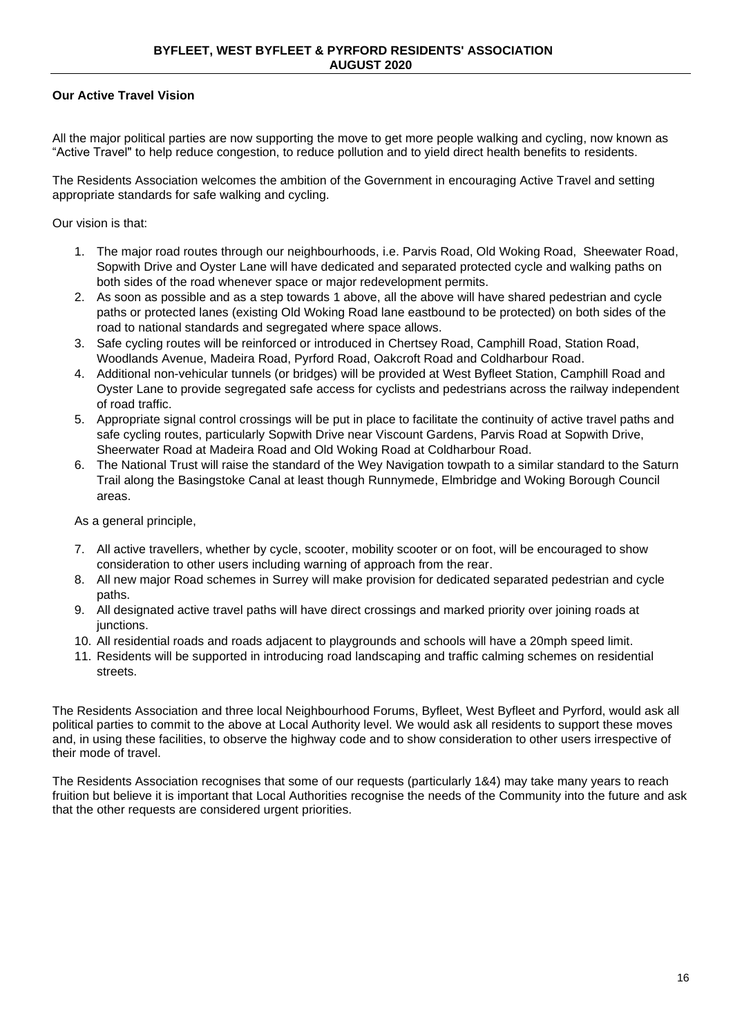## Our Active Travel Vision

All the major political parties are now supporting the move to get more people walking and cycling, now known as "Active Travel" to help reduce congestion, to reduce pollution and to yield direct health benefits to residents.

The Residents Association welcomes the ambition of the Government in encouraging Active Travel and setting appropriate standards for safe walking and cycling.

Our vision is that:

1. The major road routes through our neighbourhoods, i.e. Parvis Road, Old Woking Road, Sheewater Road, Sopwith Drive and Oyster Lane will have dedicated and separated protected cycle and walking paths on both sides of the road whenever space or major redevelopment permits.
2. As soon as possible and as a step towards 1 above, all the above will have shared pedestrian and cycle paths or protected lanes (existing Old Woking Road lane eastbound to be protected) on both sides of the road to national standards and segregated where space allows.
3. Safe cycling routes will be reinforced or introduced in Chertsey Road, Camphill Road, Station Road, Woodlands Avenue, Madeira Road, Pyrford Road, Oakcroft Road and Coldharbour Road.
4. Additional non-vehicular tunnels (or bridges) will be provided at West Byfleet Station, Camphill Road and Oyster Lane to provide segregated safe access for cyclists and pedestrians across the railway independent of road traffic.
5. Appropriate signal control crossings will be put in place to facilitate the continuity of active travel paths and safe cycling routes, particularly Sopwith Drive near Viscount Gardens, Parvis Road at Sopwith Drive, Sheerwater Road at Madeira Road and Old Woking Road at Coldharbour Road.
6. The National Trust will raise the standard of the Wey Navigation towpath to a similar standard to the Saturn Trail along the Basingstoke Canal at least though Runnymede, Elmbridge and Woking Borough Council areas.

As a general principle,

7. All active travellers, whether by cycle, scooter, mobility scooter or on foot, will be encouraged to show consideration to other users including warning of approach from the rear.
8. All new major Road schemes in Surrey will make provision for dedicated separated pedestrian and cycle paths.
9. All designated active travel paths will have direct crossings and marked priority over joining roads at junctions.
10. All residential roads and roads adjacent to playgrounds and schools will have a 20mph speed limit.
11. Residents will be supported in introducing road landscaping and traffic calming schemes on residential streets.

The Residents Association and three local Neighbourhood Forums, Byfleet, West Byfleet and Pyrford, would ask all political parties to commit to the above at Local Authority level. We would ask all residents to support these moves and, in using these facilities, to observe the highway code and to show consideration to other users irrespective of their mode of travel.

The Residents Association recognises that some of our requests (particularly 1&4) may take many years to reach fruition but believe it is important that Local Authorities recognise the needs of the Community into the future and ask that the other requests are considered urgent priorities.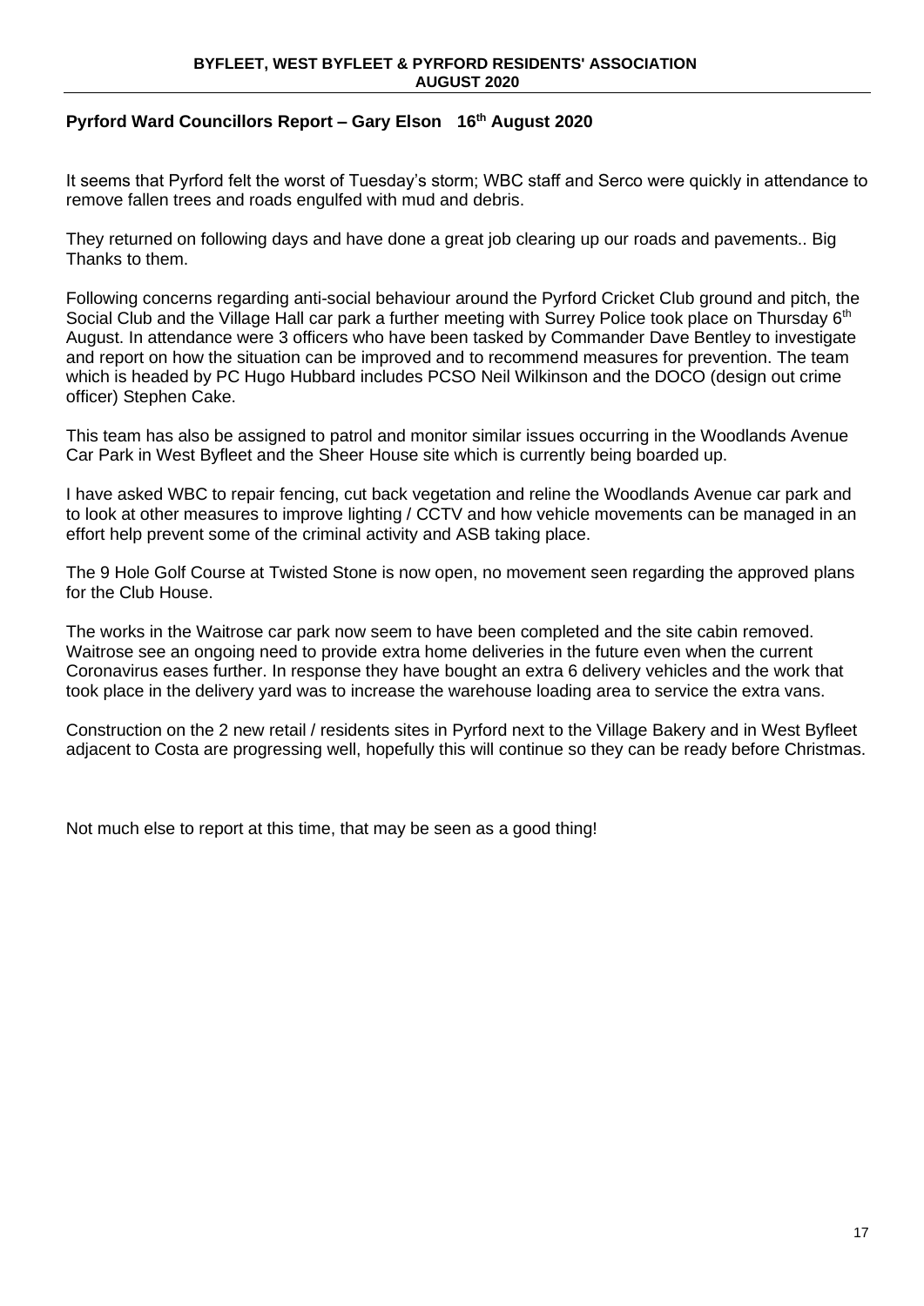## Pyrford Ward Councillors Report – Gary Elson 16th August 2020

It seems that Pyrford felt the worst of Tuesday's storm; WBC staff and Serco were quickly in attendance to remove fallen trees and roads engulfed with mud and debris.

They returned on following days and have done a great job clearing up our roads and pavements.. Big Thanks to them.

Following concerns regarding anti-social behaviour around the Pyrford Cricket Club ground and pitch, the Social Club and the Village Hall car park a further meeting with Surrey Police took place on Thursday 6th August. In attendance were 3 officers who have been tasked by Commander Dave Bentley to investigate and report on how the situation can be improved and to recommend measures for prevention. The team which is headed by PC Hugo Hubbard includes PCSO Neil Wilkinson and the DOCO (design out crime officer) Stephen Cake.

This team has also be assigned to patrol and monitor similar issues occurring in the Woodlands Avenue Car Park in West Byfleet and the Sheer House site which is currently being boarded up.

I have asked WBC to repair fencing, cut back vegetation and reline the Woodlands Avenue car park and to look at other measures to improve lighting / CCTV and how vehicle movements can be managed in an effort help prevent some of the criminal activity and ASB taking place.

The 9 Hole Golf Course at Twisted Stone is now open, no movement seen regarding the approved plans for the Club House.

The works in the Waitrose car park now seem to have been completed and the site cabin removed. Waitrose see an ongoing need to provide extra home deliveries in the future even when the current Coronavirus eases further. In response they have bought an extra 6 delivery vehicles and the work that took place in the delivery yard was to increase the warehouse loading area to service the extra vans.

Construction on the 2 new retail / residents sites in Pyrford next to the Village Bakery and in West Byfleet adjacent to Costa are progressing well, hopefully this will continue so they can be ready before Christmas.

Not much else to report at this time, that may be seen as a good thing!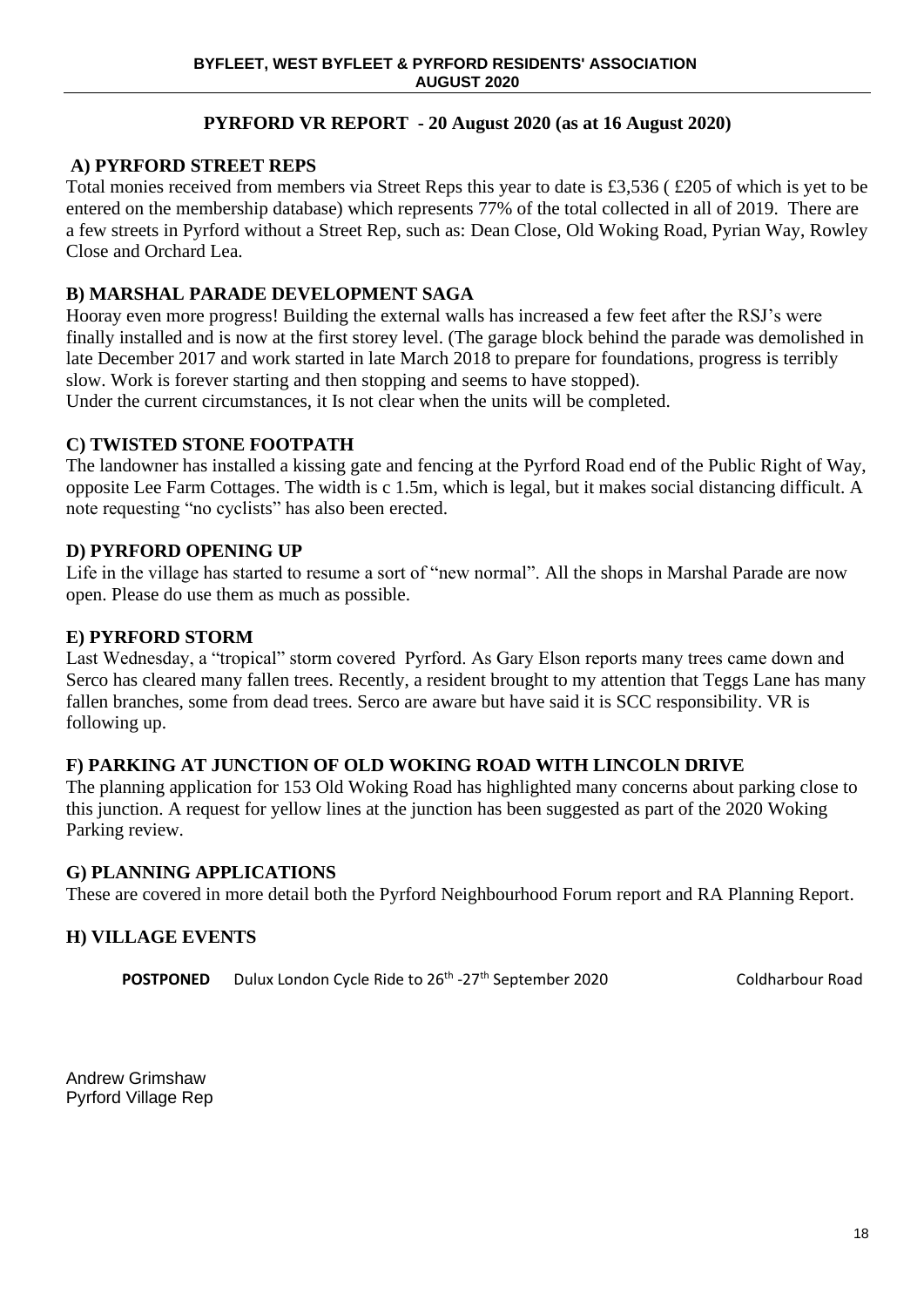## PYRFORD VR REPORT - 20 August 2020 (as at 16 August 2020)

### A) PYRFORD STREET REPS

Total monies received from members via Street Reps this year to date is £3,536 ( £205 of which is yet to be entered on the membership database) which represents 77% of the total collected in all of 2019. There are a few streets in Pyrford without a Street Rep, such as: Dean Close, Old Woking Road, Pyrian Way, Rowley Close and Orchard Lea.

### B) MARSHAL PARADE DEVELOPMENT SAGA

Hooray even more progress! Building the external walls has increased a few feet after the RSJ's were finally installed and is now at the first storey level. (The garage block behind the parade was demolished in late December 2017 and work started in late March 2018 to prepare for foundations, progress is terribly slow. Work is forever starting and then stopping and seems to have stopped).
Under the current circumstances, it Is not clear when the units will be completed.

### C) TWISTED STONE FOOTPATH

The landowner has installed a kissing gate and fencing at the Pyrford Road end of the Public Right of Way, opposite Lee Farm Cottages. The width is c 1.5m, which is legal, but it makes social distancing difficult. A note requesting "no cyclists" has also been erected.

### D) PYRFORD OPENING UP

Life in the village has started to resume a sort of "new normal". All the shops in Marshal Parade are now open. Please do use them as much as possible.

### E) PYRFORD STORM

Last Wednesday, a "tropical" storm covered Pyrford. As Gary Elson reports many trees came down and Serco has cleared many fallen trees. Recently, a resident brought to my attention that Teggs Lane has many fallen branches, some from dead trees. Serco are aware but have said it is SCC responsibility. VR is following up.

### F) PARKING AT JUNCTION OF OLD WOKING ROAD WITH LINCOLN DRIVE

The planning application for 153 Old Woking Road has highlighted many concerns about parking close to this junction. A request for yellow lines at the junction has been suggested as part of the 2020 Woking Parking review.

### G) PLANNING APPLICATIONS

These are covered in more detail both the Pyrford Neighbourhood Forum report and RA Planning Report.

### H) VILLAGE EVENTS

| | | |
|---|---|---|
| **POSTPONED** | Dulux London Cycle Ride to 26th -27th September 2020 | Coldharbour Road |

Andrew Grimshaw
Pyrford Village Rep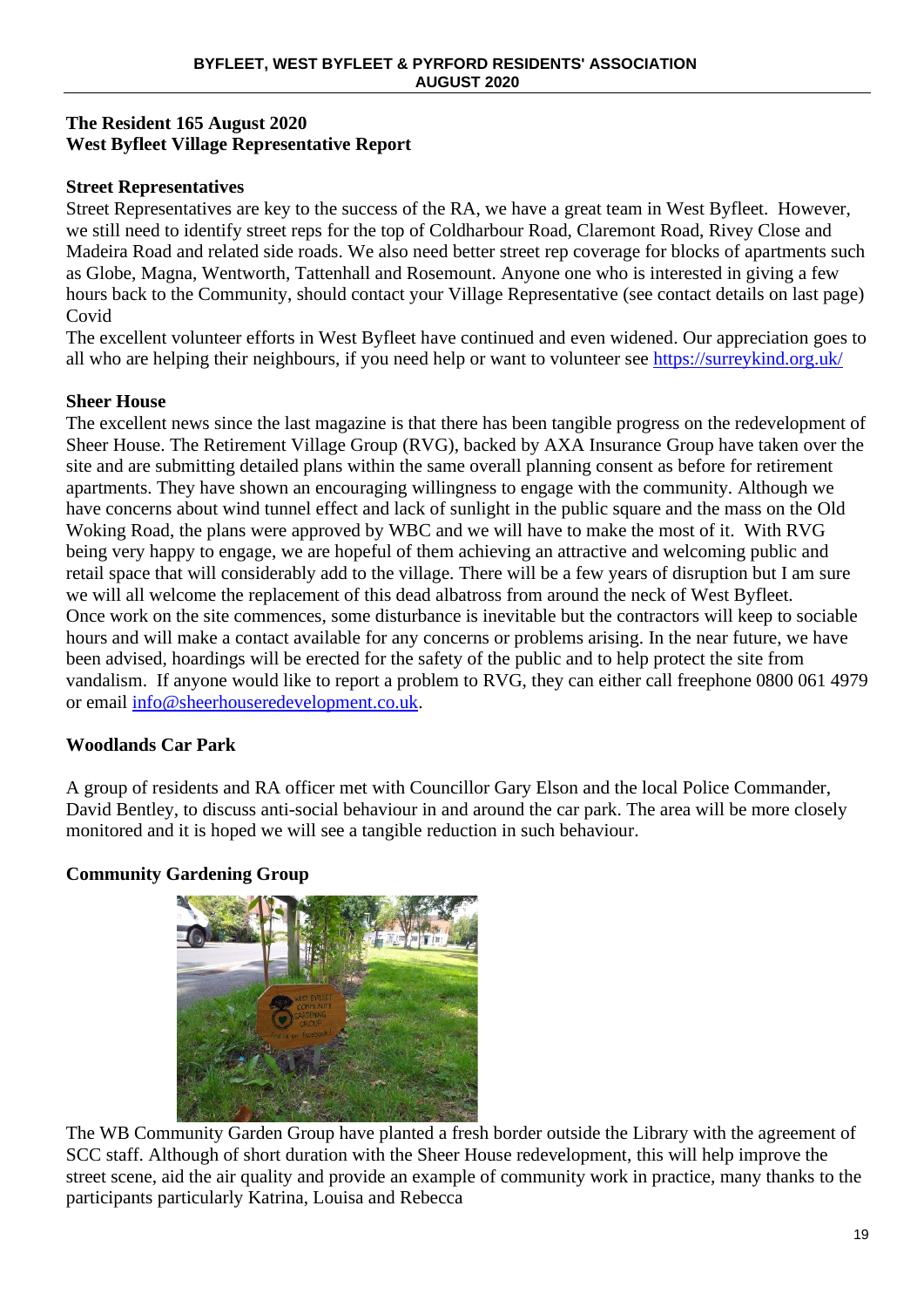**The Resident 165 August 2020**
**West Byfleet Village Representative Report**

**Street Representatives**

Street Representatives are key to the success of the RA, we have a great team in West Byfleet. However, we still need to identify street reps for the top of Coldharbour Road, Claremont Road, Rivey Close and Madeira Road and related side roads. We also need better street rep coverage for blocks of apartments such as Globe, Magna, Wentworth, Tattenhall and Rosemount. Anyone one who is interested in giving a few hours back to the Community, should contact your Village Representative (see contact details on last page)

Covid

The excellent volunteer efforts in West Byfleet have continued and even widened. Our appreciation goes to all who are helping their neighbours, if you need help or want to volunteer see https://surreykind.org.uk/

**Sheer House**

The excellent news since the last magazine is that there has been tangible progress on the redevelopment of Sheer House. The Retirement Village Group (RVG), backed by AXA Insurance Group have taken over the site and are submitting detailed plans within the same overall planning consent as before for retirement apartments. They have shown an encouraging willingness to engage with the community. Although we have concerns about wind tunnel effect and lack of sunlight in the public square and the mass on the Old Woking Road, the plans were approved by WBC and we will have to make the most of it. With RVG being very happy to engage, we are hopeful of them achieving an attractive and welcoming public and retail space that will considerably add to the village. There will be a few years of disruption but I am sure we will all welcome the replacement of this dead albatross from around the neck of West Byfleet.

Once work on the site commences, some disturbance is inevitable but the contractors will keep to sociable hours and will make a contact available for any concerns or problems arising. In the near future, we have been advised, hoardings will be erected for the safety of the public and to help protect the site from vandalism. If anyone would like to report a problem to RVG, they can either call freephone 0800 061 4979 or email info@sheerhouseredevelopment.co.uk.

**Woodlands Car Park**

A group of residents and RA officer met with Councillor Gary Elson and the local Police Commander, David Bentley, to discuss anti-social behaviour in and around the car park. The area will be more closely monitored and it is hoped we will see a tangible reduction in such behaviour.

**Community Gardening Group**

The WB Community Garden Group have planted a fresh border outside the Library with the agreement of SCC staff. Although of short duration with the Sheer House redevelopment, this will help improve the street scene, aid the air quality and provide an example of community work in practice, many thanks to the participants particularly Katrina, Louisa and Rebecca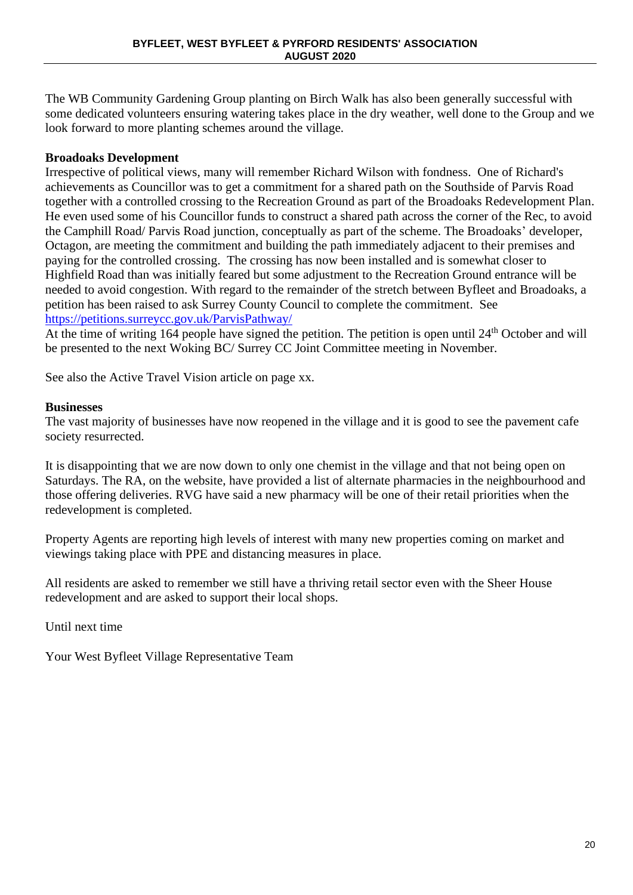The WB Community Gardening Group planting on Birch Walk has also been generally successful with some dedicated volunteers ensuring watering takes place in the dry weather, well done to the Group and we look forward to more planting schemes around the village.

**Broadoaks Development**

Irrespective of political views, many will remember Richard Wilson with fondness. One of Richard's achievements as Councillor was to get a commitment for a shared path on the Southside of Parvis Road together with a controlled crossing to the Recreation Ground as part of the Broadoaks Redevelopment Plan. He even used some of his Councillor funds to construct a shared path across the corner of the Rec, to avoid the Camphill Road/ Parvis Road junction, conceptually as part of the scheme. The Broadoaks' developer, Octagon, are meeting the commitment and building the path immediately adjacent to their premises and paying for the controlled crossing. The crossing has now been installed and is somewhat closer to Highfield Road than was initially feared but some adjustment to the Recreation Ground entrance will be needed to avoid congestion. With regard to the remainder of the stretch between Byfleet and Broadoaks, a petition has been raised to ask Surrey County Council to complete the commitment. See https://petitions.surreycc.gov.uk/ParvisPathway/

At the time of writing 164 people have signed the petition. The petition is open until 24th October and will be presented to the next Woking BC/ Surrey CC Joint Committee meeting in November.

See also the Active Travel Vision article on page xx.

**Businesses**

The vast majority of businesses have now reopened in the village and it is good to see the pavement cafe society resurrected.

It is disappointing that we are now down to only one chemist in the village and that not being open on Saturdays. The RA, on the website, have provided a list of alternate pharmacies in the neighbourhood and those offering deliveries. RVG have said a new pharmacy will be one of their retail priorities when the redevelopment is completed.

Property Agents are reporting high levels of interest with many new properties coming on market and viewings taking place with PPE and distancing measures in place.

All residents are asked to remember we still have a thriving retail sector even with the Sheer House redevelopment and are asked to support their local shops.

Until next time

Your West Byfleet Village Representative Team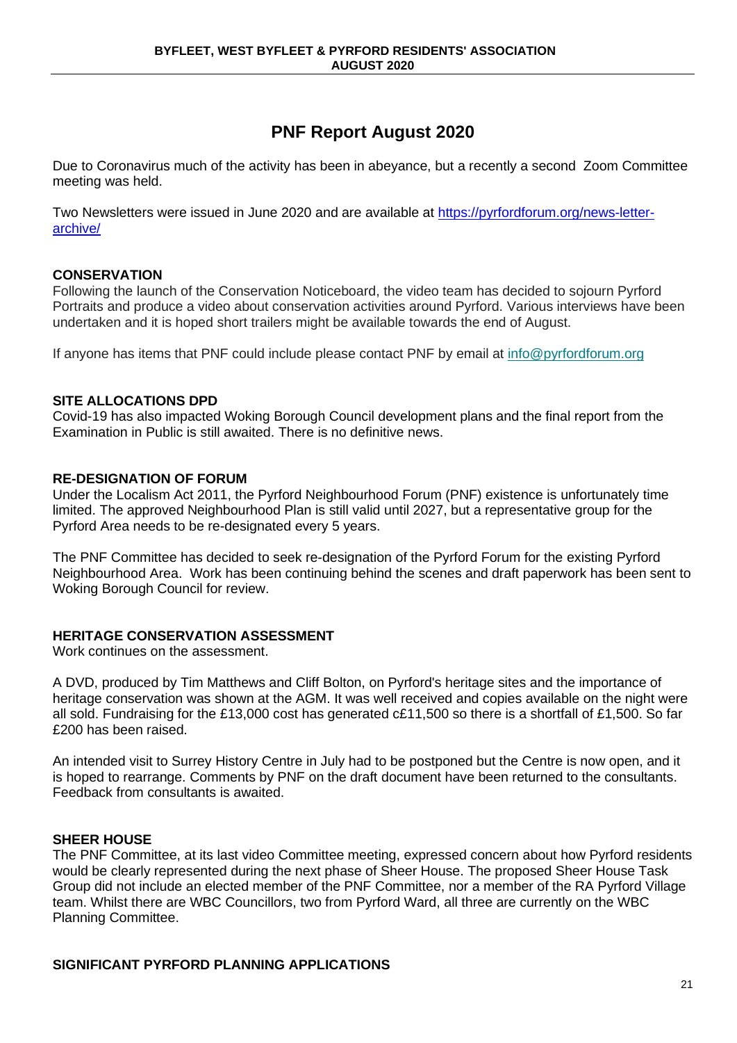# PNF Report August 2020

Due to Coronavirus much of the activity has been in abeyance, but a recently a second Zoom Committee meeting was held.

Two Newsletters were issued in June 2020 and are available at [https://pyrfordforum.org/news-letter-archive/](https://pyrfordforum.org/news-letter-archive/)

**CONSERVATION**

Following the launch of the Conservation Noticeboard, the video team has decided to sojourn Pyrford Portraits and produce a video about conservation activities around Pyrford. Various interviews have been undertaken and it is hoped short trailers might be available towards the end of August.

If anyone has items that PNF could include please contact PNF by email at [info@pyrfordforum.org](mailto:info@pyrfordforum.org)

**SITE ALLOCATIONS DPD**

Covid-19 has also impacted Woking Borough Council development plans and the final report from the Examination in Public is still awaited. There is no definitive news.

**RE-DESIGNATION OF FORUM**

Under the Localism Act 2011, the Pyrford Neighbourhood Forum (PNF) existence is unfortunately time limited. The approved Neighbourhood Plan is still valid until 2027, but a representative group for the Pyrford Area needs to be re-designated every 5 years.

The PNF Committee has decided to seek re-designation of the Pyrford Forum for the existing Pyrford Neighbourhood Area. Work has been continuing behind the scenes and draft paperwork has been sent to Woking Borough Council for review.

**HERITAGE CONSERVATION ASSESSMENT**

Work continues on the assessment.

A DVD, produced by Tim Matthews and Cliff Bolton, on Pyrford's heritage sites and the importance of heritage conservation was shown at the AGM. It was well received and copies available on the night were all sold. Fundraising for the £13,000 cost has generated c£11,500 so there is a shortfall of £1,500. So far £200 has been raised.

An intended visit to Surrey History Centre in July had to be postponed but the Centre is now open, and it is hoped to rearrange. Comments by PNF on the draft document have been returned to the consultants. Feedback from consultants is awaited.

**SHEER HOUSE**

The PNF Committee, at its last video Committee meeting, expressed concern about how Pyrford residents would be clearly represented during the next phase of Sheer House. The proposed Sheer House Task Group did not include an elected member of the PNF Committee, nor a member of the RA Pyrford Village team. Whilst there are WBC Councillors, two from Pyrford Ward, all three are currently on the WBC Planning Committee.

**SIGNIFICANT PYRFORD PLANNING APPLICATIONS**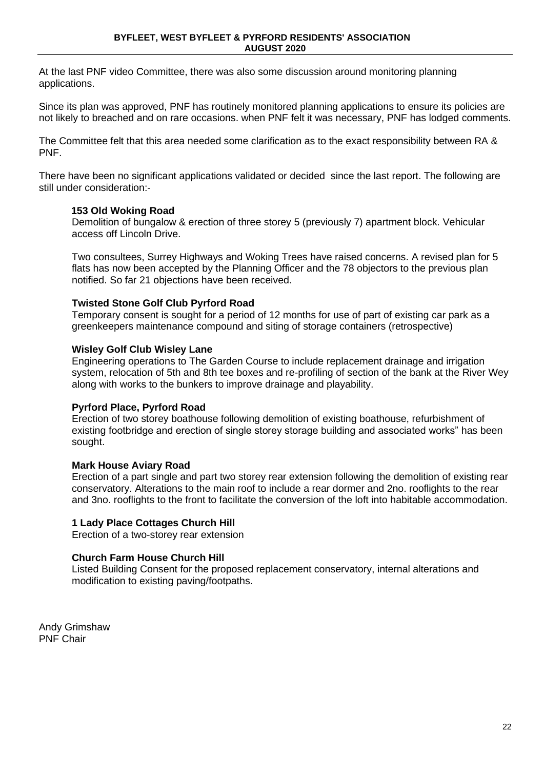At the last PNF video Committee, there was also some discussion around monitoring planning applications.

Since its plan was approved, PNF has routinely monitored planning applications to ensure its policies are not likely to breached and on rare occasions. when PNF felt it was necessary, PNF has lodged comments.

The Committee felt that this area needed some clarification as to the exact responsibility between RA & PNF.

There have been no significant applications validated or decided since the last report. The following are still under consideration:-

**153 Old Woking Road**
Demolition of bungalow & erection of three storey 5 (previously 7) apartment block. Vehicular access off Lincoln Drive.

Two consultees, Surrey Highways and Woking Trees have raised concerns. A revised plan for 5 flats has now been accepted by the Planning Officer and the 78 objectors to the previous plan notified. So far 21 objections have been received.

**Twisted Stone Golf Club Pyrford Road**
Temporary consent is sought for a period of 12 months for use of part of existing car park as a greenkeepers maintenance compound and siting of storage containers (retrospective)

**Wisley Golf Club Wisley Lane**
Engineering operations to The Garden Course to include replacement drainage and irrigation system, relocation of 5th and 8th tee boxes and re-profiling of section of the bank at the River Wey along with works to the bunkers to improve drainage and playability.

**Pyrford Place, Pyrford Road**
Erection of two storey boathouse following demolition of existing boathouse, refurbishment of existing footbridge and erection of single storey storage building and associated works" has been sought.

**Mark House Aviary Road**
Erection of a part single and part two storey rear extension following the demolition of existing rear conservatory. Alterations to the main roof to include a rear dormer and 2no. rooflights to the rear and 3no. rooflights to the front to facilitate the conversion of the loft into habitable accommodation.

**1 Lady Place Cottages Church Hill**
Erection of a two-storey rear extension

**Church Farm House Church Hill**
Listed Building Consent for the proposed replacement conservatory, internal alterations and modification to existing paving/footpaths.

Andy Grimshaw
PNF Chair